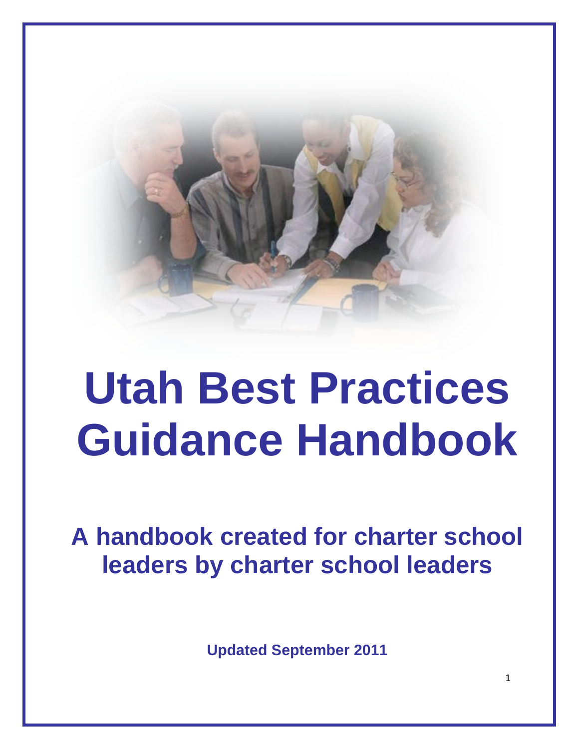# Utah Best Practices Guidance Handbook

## A handbook created for charter school leaders by charter school leaders

**Updated September 2011**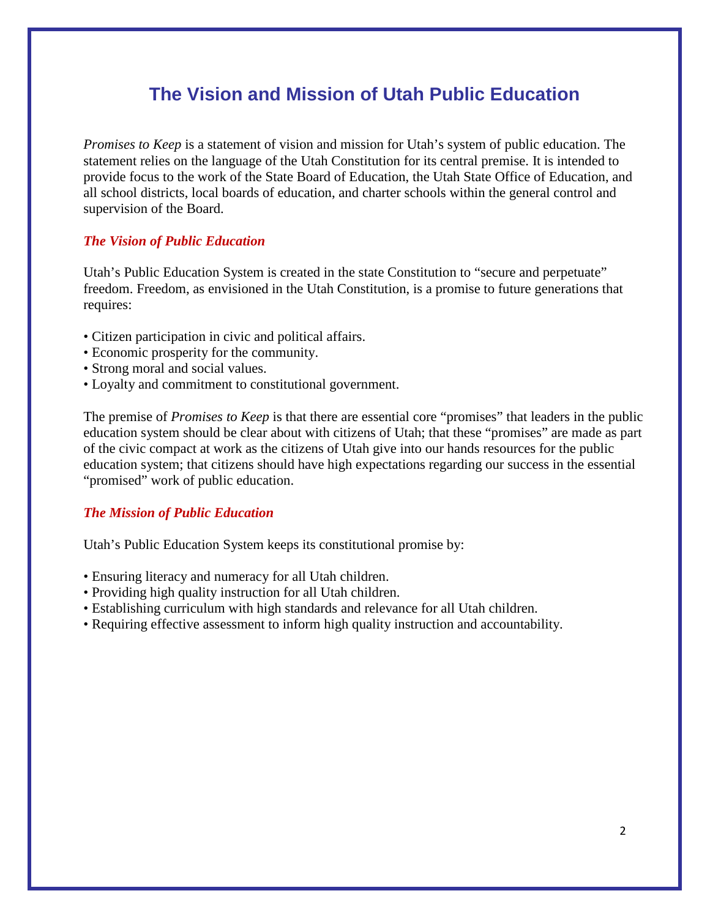# The Vision and Mission of Utah Public Education

*Promises to Keep* is a statement of vision and mission for Utah's system of public education. The statement relies on the language of the Utah Constitution for its central premise. It is intended to provide focus to the work of the State Board of Education, the Utah State Office of Education, and all school districts, local boards of education, and charter schools within the general control and supervision of the Board.

### *The Vision of Public Education*

Utah's Public Education System is created in the state Constitution to "secure and perpetuate" freedom. Freedom, as envisioned in the Utah Constitution, is a promise to future generations that requires:

- Citizen participation in civic and political affairs.
- Economic prosperity for the community.
- Strong moral and social values.
- Loyalty and commitment to constitutional government.

The premise of *Promises to Keep* is that there are essential core "promises" that leaders in the public education system should be clear about with citizens of Utah; that these "promises" are made as part of the civic compact at work as the citizens of Utah give into our hands resources for the public education system; that citizens should have high expectations regarding our success in the essential "promised" work of public education.

### *The Mission of Public Education*

Utah's Public Education System keeps its constitutional promise by:

- Ensuring literacy and numeracy for all Utah children.
- Providing high quality instruction for all Utah children.
- Establishing curriculum with high standards and relevance for all Utah children.
- Requiring effective assessment to inform high quality instruction and accountability.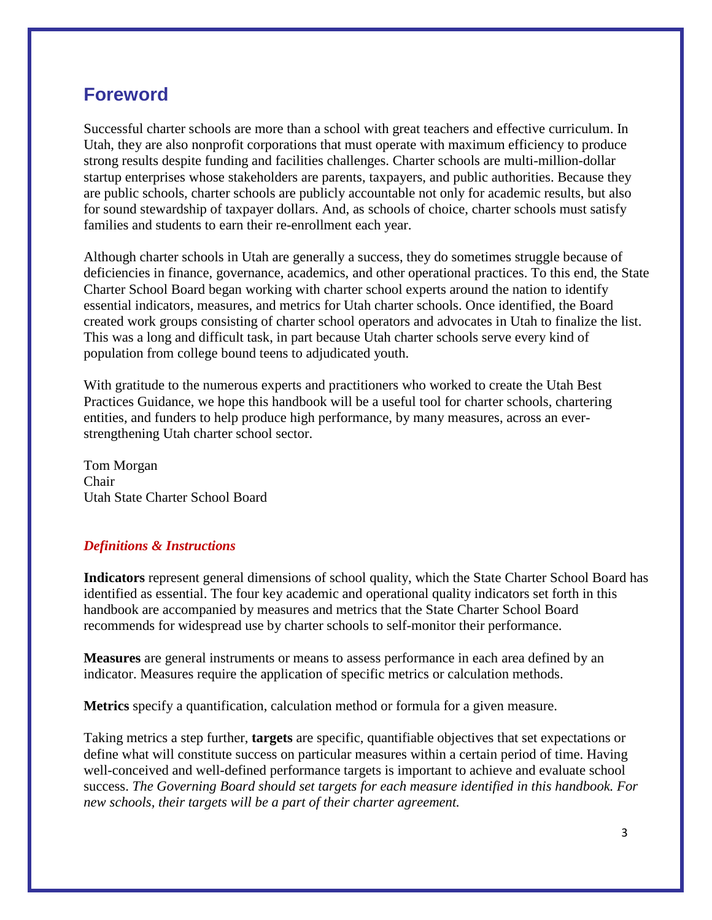## Foreword

Successful charter schools are more than a school with great teachers and effective curriculum. In Utah, they are also nonprofit corporations that must operate with maximum efficiency to produce strong results despite funding and facilities challenges. Charter schools are multi-million-dollar startup enterprises whose stakeholders are parents, taxpayers, and public authorities. Because they are public schools, charter schools are publicly accountable not only for academic results, but also for sound stewardship of taxpayer dollars. And, as schools of choice, charter schools must satisfy families and students to earn their re-enrollment each year.

Although charter schools in Utah are generally a success, they do sometimes struggle because of deficiencies in finance, governance, academics, and other operational practices. To this end, the State Charter School Board began working with charter school experts around the nation to identify essential indicators, measures, and metrics for Utah charter schools. Once identified, the Board created work groups consisting of charter school operators and advocates in Utah to finalize the list. This was a long and difficult task, in part because Utah charter schools serve every kind of population from college bound teens to adjudicated youth.

With gratitude to the numerous experts and practitioners who worked to create the Utah Best Practices Guidance, we hope this handbook will be a useful tool for charter schools, chartering entities, and funders to help produce high performance, by many measures, across an ever-strengthening Utah charter school sector.

Tom Morgan
Chair
Utah State Charter School Board

### *Definitions & Instructions*

**Indicators** represent general dimensions of school quality, which the State Charter School Board has identified as essential. The four key academic and operational quality indicators set forth in this handbook are accompanied by measures and metrics that the State Charter School Board recommends for widespread use by charter schools to self-monitor their performance.

**Measures** are general instruments or means to assess performance in each area defined by an indicator. Measures require the application of specific metrics or calculation methods.

**Metrics** specify a quantification, calculation method or formula for a given measure.

Taking metrics a step further, **targets** are specific, quantifiable objectives that set expectations or define what will constitute success on particular measures within a certain period of time. Having well-conceived and well-defined performance targets is important to achieve and evaluate school success. *The Governing Board should set targets for each measure identified in this handbook. For new schools, their targets will be a part of their charter agreement.*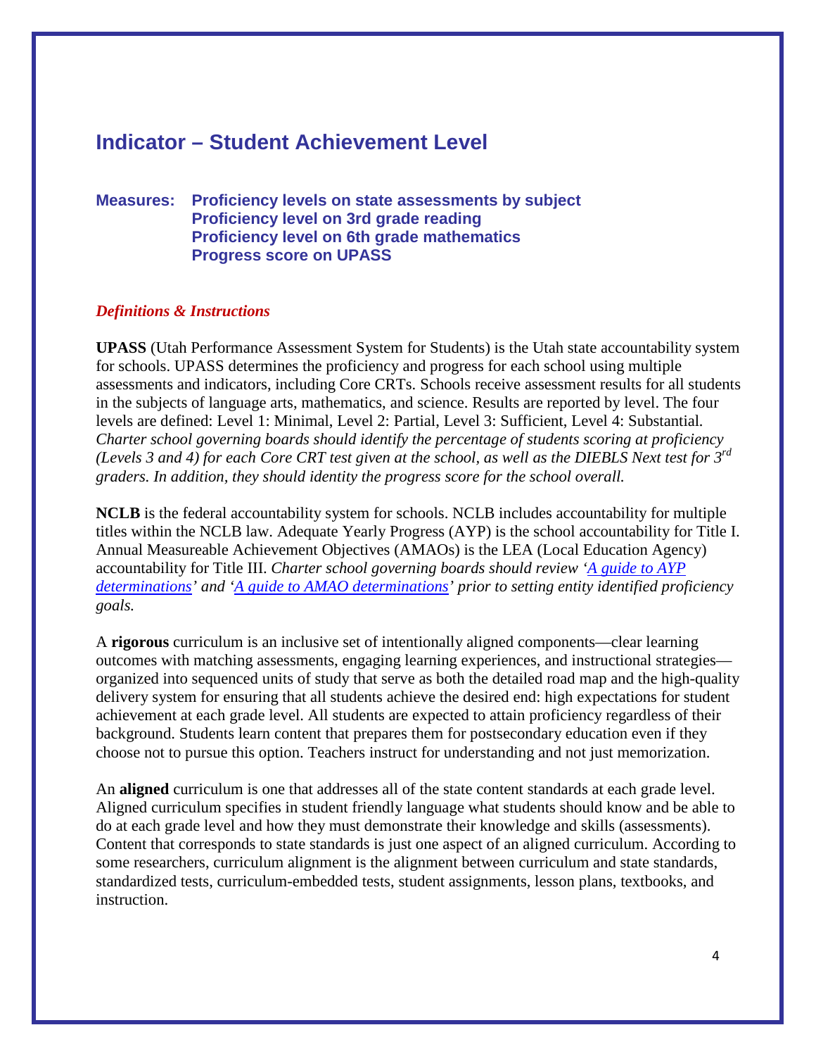## Indicator – Student Achievement Level

### Measures: Proficiency levels on state assessments by subject
### Proficiency level on 3rd grade reading
### Proficiency level on 6th grade mathematics
### Progress score on UPASS

***Definitions & Instructions***

**UPASS** (Utah Performance Assessment System for Students) is the Utah state accountability system for schools. UPASS determines the proficiency and progress for each school using multiple assessments and indicators, including Core CRTs. Schools receive assessment results for all students in the subjects of language arts, mathematics, and science. Results are reported by level. The four levels are defined: Level 1: Minimal, Level 2: Partial, Level 3: Sufficient, Level 4: Substantial. *Charter school governing boards should identify the percentage of students scoring at proficiency (Levels 3 and 4) for each Core CRT test given at the school, as well as the DIEBLS Next test for 3rd graders. In addition, they should identity the progress score for the school overall.*

**NCLB** is the federal accountability system for schools. NCLB includes accountability for multiple titles within the NCLB law. Adequate Yearly Progress (AYP) is the school accountability for Title I. Annual Measureable Achievement Objectives (AMAOs) is the LEA (Local Education Agency) accountability for Title III. *Charter school governing boards should review 'A guide to AYP determinations' and 'A guide to AMAO determinations' prior to setting entity identified proficiency goals.*

A **rigorous** curriculum is an inclusive set of intentionally aligned components—clear learning outcomes with matching assessments, engaging learning experiences, and instructional strategies—organized into sequenced units of study that serve as both the detailed road map and the high-quality delivery system for ensuring that all students achieve the desired end: high expectations for student achievement at each grade level. All students are expected to attain proficiency regardless of their background. Students learn content that prepares them for postsecondary education even if they choose not to pursue this option. Teachers instruct for understanding and not just memorization.

An **aligned** curriculum is one that addresses all of the state content standards at each grade level. Aligned curriculum specifies in student friendly language what students should know and be able to do at each grade level and how they must demonstrate their knowledge and skills (assessments). Content that corresponds to state standards is just one aspect of an aligned curriculum. According to some researchers, curriculum alignment is the alignment between curriculum and state standards, standardized tests, curriculum-embedded tests, student assignments, lesson plans, textbooks, and instruction.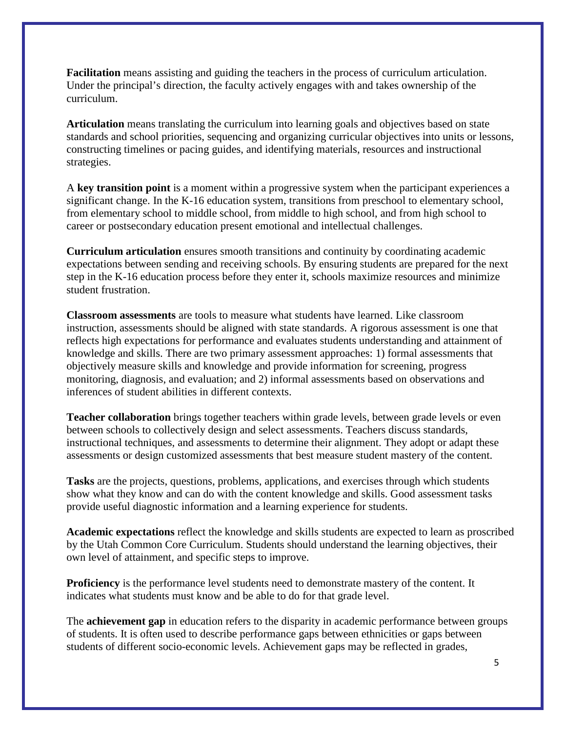**Facilitation** means assisting and guiding the teachers in the process of curriculum articulation. Under the principal's direction, the faculty actively engages with and takes ownership of the curriculum.

**Articulation** means translating the curriculum into learning goals and objectives based on state standards and school priorities, sequencing and organizing curricular objectives into units or lessons, constructing timelines or pacing guides, and identifying materials, resources and instructional strategies.

A **key transition point** is a moment within a progressive system when the participant experiences a significant change. In the K-16 education system, transitions from preschool to elementary school, from elementary school to middle school, from middle to high school, and from high school to career or postsecondary education present emotional and intellectual challenges.

**Curriculum articulation** ensures smooth transitions and continuity by coordinating academic expectations between sending and receiving schools. By ensuring students are prepared for the next step in the K-16 education process before they enter it, schools maximize resources and minimize student frustration.

**Classroom assessments** are tools to measure what students have learned. Like classroom instruction, assessments should be aligned with state standards. A rigorous assessment is one that reflects high expectations for performance and evaluates students understanding and attainment of knowledge and skills. There are two primary assessment approaches: 1) formal assessments that objectively measure skills and knowledge and provide information for screening, progress monitoring, diagnosis, and evaluation; and 2) informal assessments based on observations and inferences of student abilities in different contexts.

**Teacher collaboration** brings together teachers within grade levels, between grade levels or even between schools to collectively design and select assessments. Teachers discuss standards, instructional techniques, and assessments to determine their alignment. They adopt or adapt these assessments or design customized assessments that best measure student mastery of the content.

**Tasks** are the projects, questions, problems, applications, and exercises through which students show what they know and can do with the content knowledge and skills. Good assessment tasks provide useful diagnostic information and a learning experience for students.

**Academic expectations** reflect the knowledge and skills students are expected to learn as proscribed by the Utah Common Core Curriculum. Students should understand the learning objectives, their own level of attainment, and specific steps to improve.

**Proficiency** is the performance level students need to demonstrate mastery of the content. It indicates what students must know and be able to do for that grade level.

The **achievement gap** in education refers to the disparity in academic performance between groups of students. It is often used to describe performance gaps between ethnicities or gaps between students of different socio-economic levels. Achievement gaps may be reflected in grades,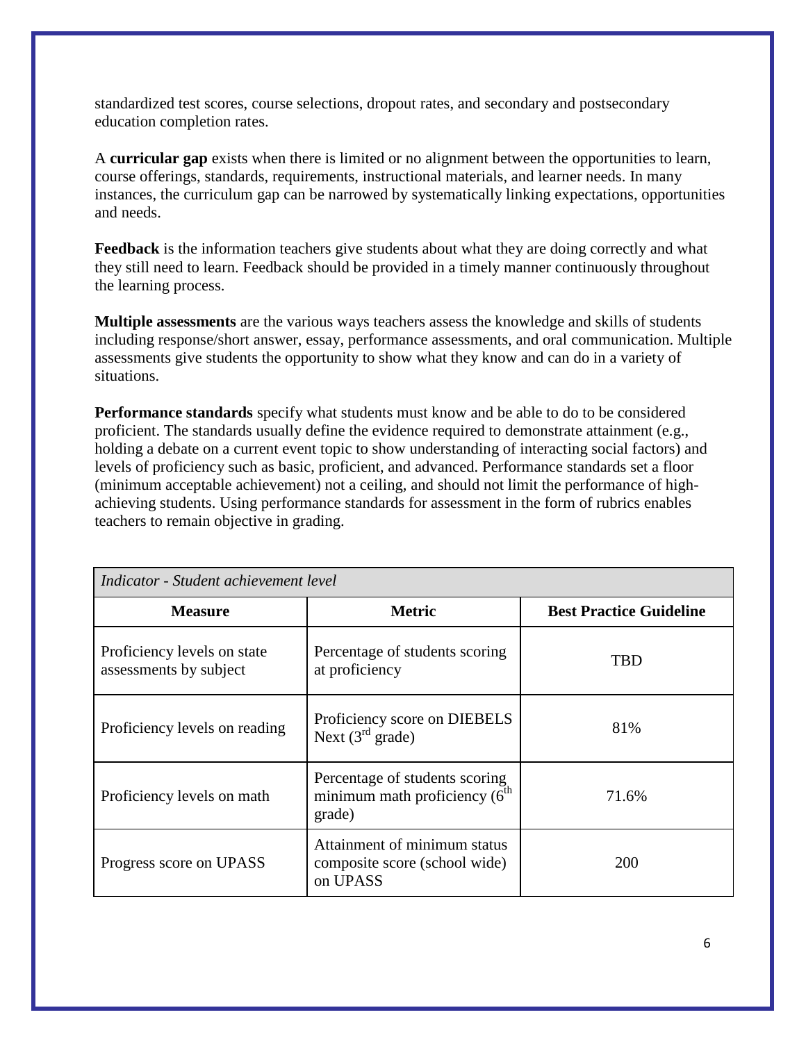standardized test scores, course selections, dropout rates, and secondary and postsecondary education completion rates.

A **curricular gap** exists when there is limited or no alignment between the opportunities to learn, course offerings, standards, requirements, instructional materials, and learner needs. In many instances, the curriculum gap can be narrowed by systematically linking expectations, opportunities and needs.

**Feedback** is the information teachers give students about what they are doing correctly and what they still need to learn. Feedback should be provided in a timely manner continuously throughout the learning process.

**Multiple assessments** are the various ways teachers assess the knowledge and skills of students including response/short answer, essay, performance assessments, and oral communication. Multiple assessments give students the opportunity to show what they know and can do in a variety of situations.

**Performance standards** specify what students must know and be able to do to be considered proficient. The standards usually define the evidence required to demonstrate attainment (e.g., holding a debate on a current event topic to show understanding of interacting social factors) and levels of proficiency such as basic, proficient, and advanced. Performance standards set a floor (minimum acceptable achievement) not a ceiling, and should not limit the performance of high-achieving students. Using performance standards for assessment in the form of rubrics enables teachers to remain objective in grading.

| *Indicator - Student achievement level* | | |
|---|---|---|
| **Measure** | **Metric** | **Best Practice Guideline** |
| Proficiency levels on state assessments by subject | Percentage of students scoring at proficiency | TBD |
| Proficiency levels on reading | Proficiency score on DIEBELS Next (3rd grade) | 81% |
| Proficiency levels on math | Percentage of students scoring minimum math proficiency (6th grade) | 71.6% |
| Progress score on UPASS | Attainment of minimum status composite score (school wide) on UPASS | 200 |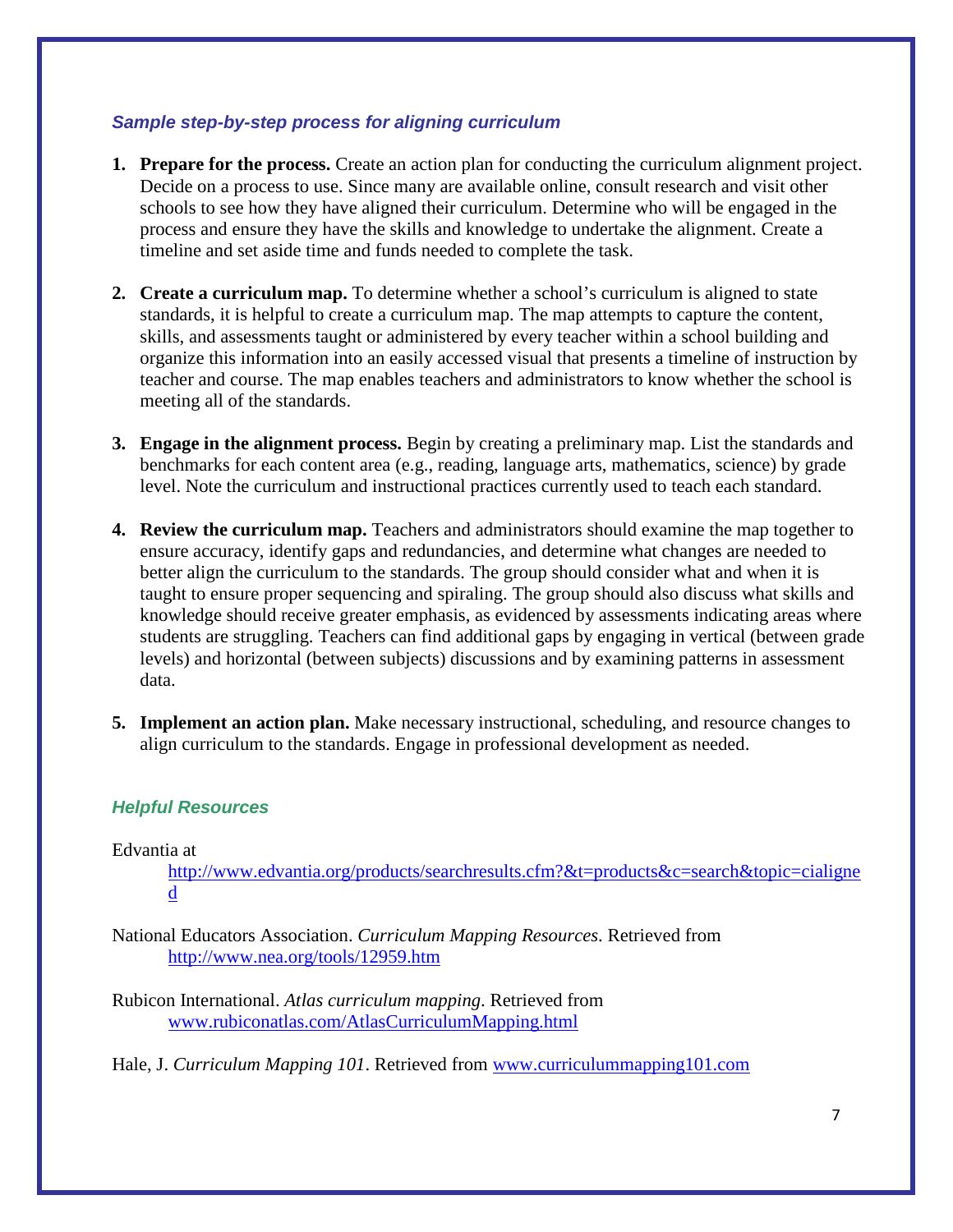### *Sample step-by-step process for aligning curriculum*

1. **Prepare for the process.** Create an action plan for conducting the curriculum alignment project. Decide on a process to use. Since many are available online, consult research and visit other schools to see how they have aligned their curriculum. Determine who will be engaged in the process and ensure they have the skills and knowledge to undertake the alignment. Create a timeline and set aside time and funds needed to complete the task.

2. **Create a curriculum map.** To determine whether a school's curriculum is aligned to state standards, it is helpful to create a curriculum map. The map attempts to capture the content, skills, and assessments taught or administered by every teacher within a school building and organize this information into an easily accessed visual that presents a timeline of instruction by teacher and course. The map enables teachers and administrators to know whether the school is meeting all of the standards.

3. **Engage in the alignment process.** Begin by creating a preliminary map. List the standards and benchmarks for each content area (e.g., reading, language arts, mathematics, science) by grade level. Note the curriculum and instructional practices currently used to teach each standard.

4. **Review the curriculum map.** Teachers and administrators should examine the map together to ensure accuracy, identify gaps and redundancies, and determine what changes are needed to better align the curriculum to the standards. The group should consider what and when it is taught to ensure proper sequencing and spiraling. The group should also discuss what skills and knowledge should receive greater emphasis, as evidenced by assessments indicating areas where students are struggling. Teachers can find additional gaps by engaging in vertical (between grade levels) and horizontal (between subjects) discussions and by examining patterns in assessment data.

5. **Implement an action plan.** Make necessary instructional, scheduling, and resource changes to align curriculum to the standards. Engage in professional development as needed.

### *Helpful Resources*

Edvantia at
    http://www.edvantia.org/products/searchresults.cfm?&t=products&c=search&topic=cialigned

National Educators Association. *Curriculum Mapping Resources*. Retrieved from
    http://www.nea.org/tools/12959.htm

Rubicon International. *Atlas curriculum mapping*. Retrieved from
    www.rubiconatlas.com/AtlasCurriculumMapping.html

Hale, J. *Curriculum Mapping 101*. Retrieved from www.curriculummapping101.com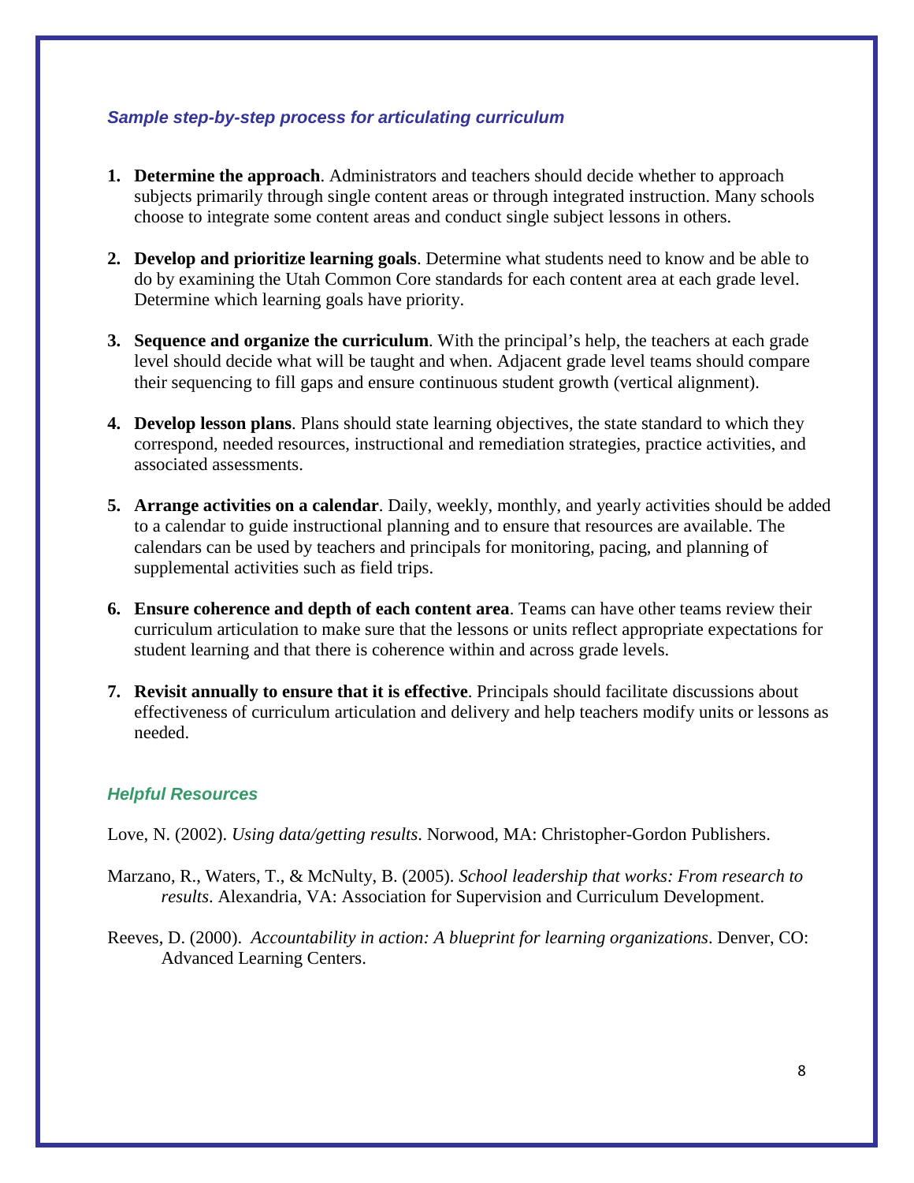### *Sample step-by-step process for articulating curriculum*

1. **Determine the approach**. Administrators and teachers should decide whether to approach subjects primarily through single content areas or through integrated instruction. Many schools choose to integrate some content areas and conduct single subject lessons in others.

2. **Develop and prioritize learning goals**. Determine what students need to know and be able to do by examining the Utah Common Core standards for each content area at each grade level. Determine which learning goals have priority.

3. **Sequence and organize the curriculum**. With the principal's help, the teachers at each grade level should decide what will be taught and when. Adjacent grade level teams should compare their sequencing to fill gaps and ensure continuous student growth (vertical alignment).

4. **Develop lesson plans**. Plans should state learning objectives, the state standard to which they correspond, needed resources, instructional and remediation strategies, practice activities, and associated assessments.

5. **Arrange activities on a calendar**. Daily, weekly, monthly, and yearly activities should be added to a calendar to guide instructional planning and to ensure that resources are available. The calendars can be used by teachers and principals for monitoring, pacing, and planning of supplemental activities such as field trips.

6. **Ensure coherence and depth of each content area**. Teams can have other teams review their curriculum articulation to make sure that the lessons or units reflect appropriate expectations for student learning and that there is coherence within and across grade levels.

7. **Revisit annually to ensure that it is effective**. Principals should facilitate discussions about effectiveness of curriculum articulation and delivery and help teachers modify units or lessons as needed.

### *Helpful Resources*

Love, N. (2002). *Using data/getting results*. Norwood, MA: Christopher-Gordon Publishers.

Marzano, R., Waters, T., & McNulty, B. (2005). *School leadership that works: From research to results*. Alexandria, VA: Association for Supervision and Curriculum Development.

Reeves, D. (2000). *Accountability in action: A blueprint for learning organizations*. Denver, CO: Advanced Learning Centers.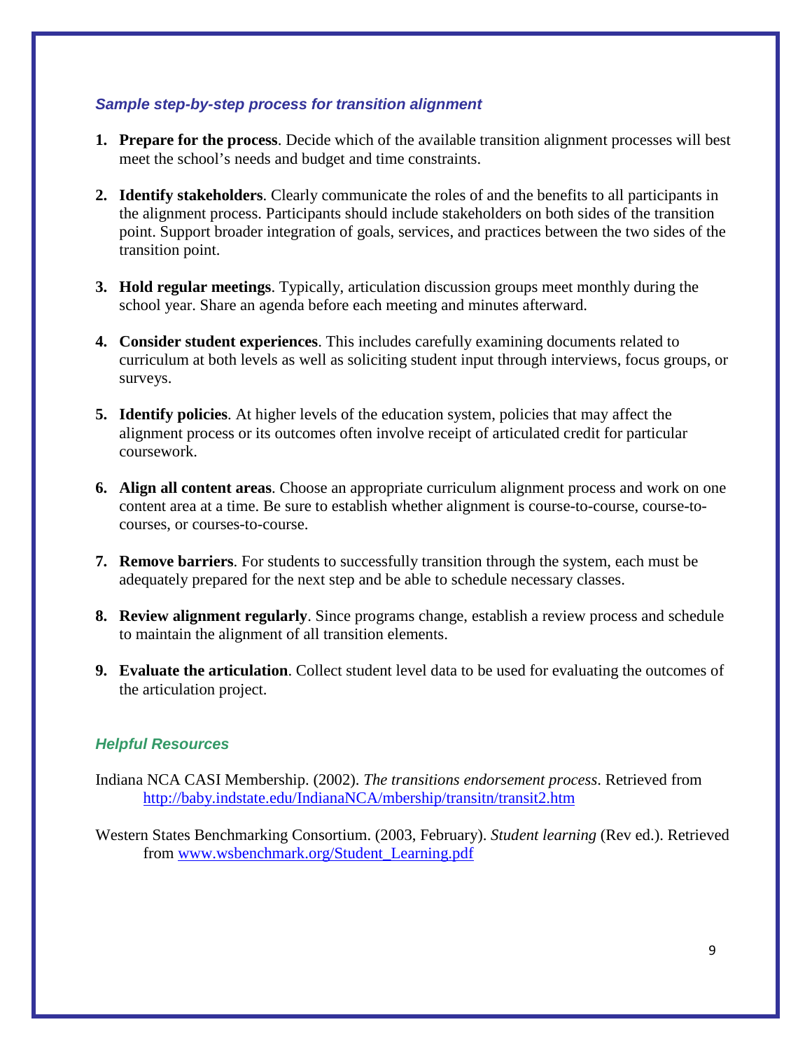### *Sample step-by-step process for transition alignment*

1. **Prepare for the process**. Decide which of the available transition alignment processes will best meet the school's needs and budget and time constraints.

2. **Identify stakeholders**. Clearly communicate the roles of and the benefits to all participants in the alignment process. Participants should include stakeholders on both sides of the transition point. Support broader integration of goals, services, and practices between the two sides of the transition point.

3. **Hold regular meetings**. Typically, articulation discussion groups meet monthly during the school year. Share an agenda before each meeting and minutes afterward.

4. **Consider student experiences**. This includes carefully examining documents related to curriculum at both levels as well as soliciting student input through interviews, focus groups, or surveys.

5. **Identify policies**. At higher levels of the education system, policies that may affect the alignment process or its outcomes often involve receipt of articulated credit for particular coursework.

6. **Align all content areas**. Choose an appropriate curriculum alignment process and work on one content area at a time. Be sure to establish whether alignment is course-to-course, course-to-courses, or courses-to-course.

7. **Remove barriers**. For students to successfully transition through the system, each must be adequately prepared for the next step and be able to schedule necessary classes.

8. **Review alignment regularly**. Since programs change, establish a review process and schedule to maintain the alignment of all transition elements.

9. **Evaluate the articulation**. Collect student level data to be used for evaluating the outcomes of the articulation project.

### *Helpful Resources*

Indiana NCA CASI Membership. (2002). *The transitions endorsement process*. Retrieved from [http://baby.indstate.edu/IndianaNCA/mbership/transitn/transit2.htm](http://baby.indstate.edu/IndianaNCA/mbership/transitn/transit2.htm)

Western States Benchmarking Consortium. (2003, February). *Student learning* (Rev ed.). Retrieved from [www.wsbenchmark.org/Student_Learning.pdf](www.wsbenchmark.org/Student_Learning.pdf)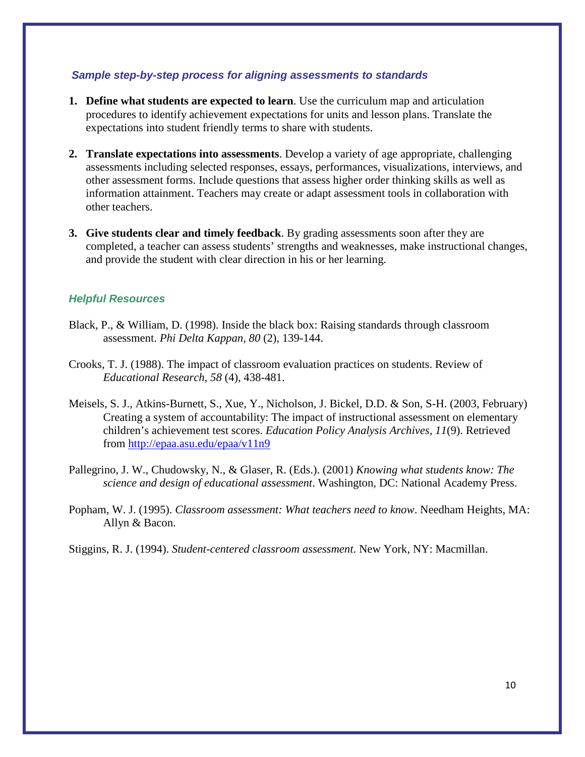### *Sample step-by-step process for aligning assessments to standards*

1. **Define what students are expected to learn**. Use the curriculum map and articulation procedures to identify achievement expectations for units and lesson plans. Translate the expectations into student friendly terms to share with students.

2. **Translate expectations into assessments**. Develop a variety of age appropriate, challenging assessments including selected responses, essays, performances, visualizations, interviews, and other assessment forms. Include questions that assess higher order thinking skills as well as information attainment. Teachers may create or adapt assessment tools in collaboration with other teachers.

3. **Give students clear and timely feedback**. By grading assessments soon after they are completed, a teacher can assess students' strengths and weaknesses, make instructional changes, and provide the student with clear direction in his or her learning.

### *Helpful Resources*

Black, P., & William, D. (1998). Inside the black box: Raising standards through classroom assessment. *Phi Delta Kappan, 80* (2), 139-144.

Crooks, T. J. (1988). The impact of classroom evaluation practices on students. Review of *Educational Research, 58* (4), 438-481.

Meisels, S. J., Atkins-Burnett, S., Xue, Y., Nicholson, J. Bickel, D.D. & Son, S-H. (2003, February) Creating a system of accountability: The impact of instructional assessment on elementary children's achievement test scores. *Education Policy Analysis Archives, 11*(9). Retrieved from http://epaa.asu.edu/epaa/v11n9

Pallegrino, J. W., Chudowsky, N., & Glaser, R. (Eds.). (2001) *Knowing what students know: The science and design of educational assessment*. Washington, DC: National Academy Press.

Popham, W. J. (1995). *Classroom assessment: What teachers need to know*. Needham Heights, MA: Allyn & Bacon.

Stiggins, R. J. (1994). *Student-centered classroom assessment*. New York, NY: Macmillan.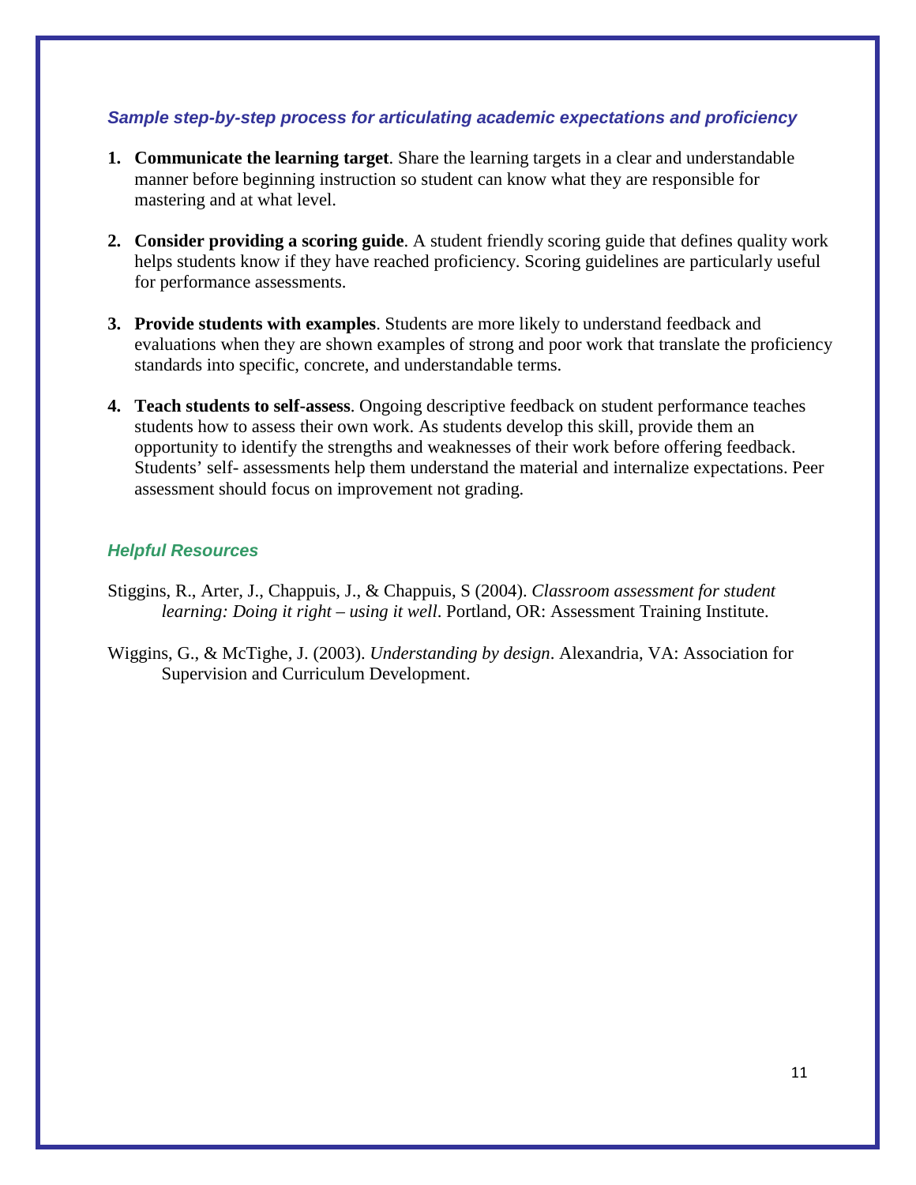### *Sample step-by-step process for articulating academic expectations and proficiency*

1. **Communicate the learning target**. Share the learning targets in a clear and understandable manner before beginning instruction so student can know what they are responsible for mastering and at what level.

2. **Consider providing a scoring guide**. A student friendly scoring guide that defines quality work helps students know if they have reached proficiency. Scoring guidelines are particularly useful for performance assessments.

3. **Provide students with examples**. Students are more likely to understand feedback and evaluations when they are shown examples of strong and poor work that translate the proficiency standards into specific, concrete, and understandable terms.

4. **Teach students to self-assess**. Ongoing descriptive feedback on student performance teaches students how to assess their own work. As students develop this skill, provide them an opportunity to identify the strengths and weaknesses of their work before offering feedback. Students' self- assessments help them understand the material and internalize expectations. Peer assessment should focus on improvement not grading.

### *Helpful Resources*

Stiggins, R., Arter, J., Chappuis, J., & Chappuis, S (2004). *Classroom assessment for student learning: Doing it right – using it well*. Portland, OR: Assessment Training Institute.

Wiggins, G., & McTighe, J. (2003). *Understanding by design*. Alexandria, VA: Association for Supervision and Curriculum Development.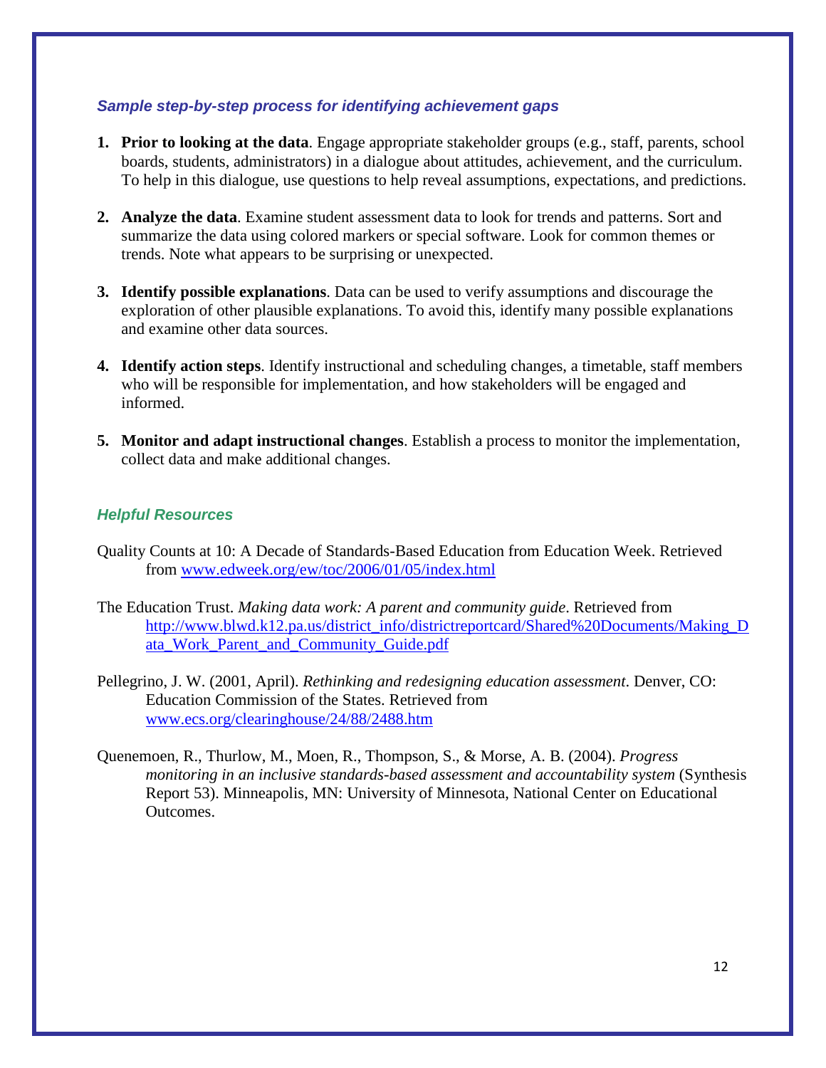### *Sample step-by-step process for identifying achievement gaps*

1. **Prior to looking at the data**. Engage appropriate stakeholder groups (e.g., staff, parents, school boards, students, administrators) in a dialogue about attitudes, achievement, and the curriculum. To help in this dialogue, use questions to help reveal assumptions, expectations, and predictions.

2. **Analyze the data**. Examine student assessment data to look for trends and patterns. Sort and summarize the data using colored markers or special software. Look for common themes or trends. Note what appears to be surprising or unexpected.

3. **Identify possible explanations**. Data can be used to verify assumptions and discourage the exploration of other plausible explanations. To avoid this, identify many possible explanations and examine other data sources.

4. **Identify action steps**. Identify instructional and scheduling changes, a timetable, staff members who will be responsible for implementation, and how stakeholders will be engaged and informed.

5. **Monitor and adapt instructional changes**. Establish a process to monitor the implementation, collect data and make additional changes.

### *Helpful Resources*

Quality Counts at 10: A Decade of Standards-Based Education from Education Week. Retrieved from www.edweek.org/ew/toc/2006/01/05/index.html

The Education Trust. *Making data work: A parent and community guide*. Retrieved from http://www.blwd.k12.pa.us/district_info/districtreportcard/Shared%20Documents/Making_Data_Work_Parent_and_Community_Guide.pdf

Pellegrino, J. W. (2001, April). *Rethinking and redesigning education assessment*. Denver, CO: Education Commission of the States. Retrieved from www.ecs.org/clearinghouse/24/88/2488.htm

Quenemoen, R., Thurlow, M., Moen, R., Thompson, S., & Morse, A. B. (2004). *Progress monitoring in an inclusive standards-based assessment and accountability system* (Synthesis Report 53). Minneapolis, MN: University of Minnesota, National Center on Educational Outcomes.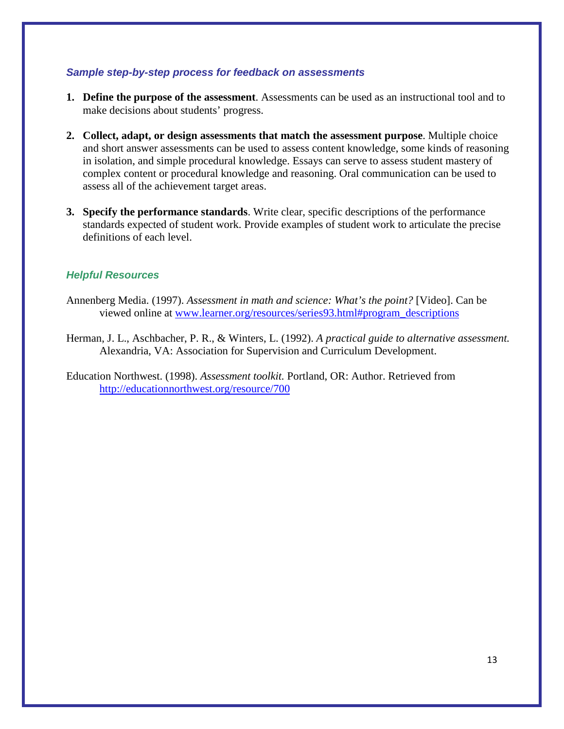### *Sample step-by-step process for feedback on assessments*

1. **Define the purpose of the assessment**. Assessments can be used as an instructional tool and to make decisions about students' progress.

2. **Collect, adapt, or design assessments that match the assessment purpose**. Multiple choice and short answer assessments can be used to assess content knowledge, some kinds of reasoning in isolation, and simple procedural knowledge. Essays can serve to assess student mastery of complex content or procedural knowledge and reasoning. Oral communication can be used to assess all of the achievement target areas.

3. **Specify the performance standards**. Write clear, specific descriptions of the performance standards expected of student work. Provide examples of student work to articulate the precise definitions of each level.

### *Helpful Resources*

Annenberg Media. (1997). *Assessment in math and science: What's the point?* [Video]. Can be viewed online at [www.learner.org/resources/series93.html#program_descriptions](www.learner.org/resources/series93.html#program_descriptions)

Herman, J. L., Aschbacher, P. R., & Winters, L. (1992). *A practical guide to alternative assessment.* Alexandria, VA: Association for Supervision and Curriculum Development.

Education Northwest. (1998). *Assessment toolkit.* Portland, OR: Author. Retrieved from [http://educationnorthwest.org/resource/700](http://educationnorthwest.org/resource/700)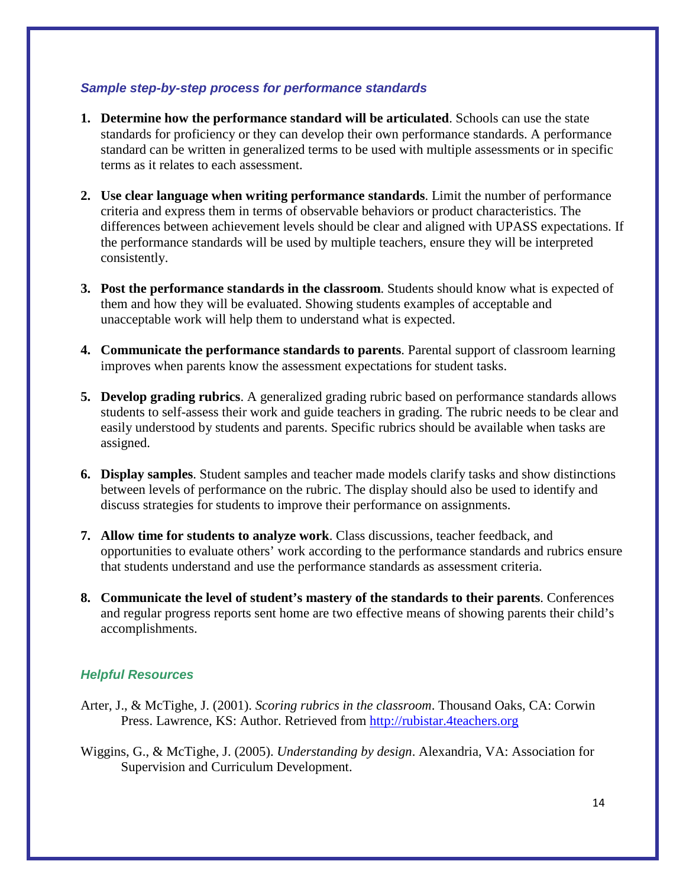### *Sample step-by-step process for performance standards*

1. **Determine how the performance standard will be articulated**. Schools can use the state standards for proficiency or they can develop their own performance standards. A performance standard can be written in generalized terms to be used with multiple assessments or in specific terms as it relates to each assessment.

2. **Use clear language when writing performance standards**. Limit the number of performance criteria and express them in terms of observable behaviors or product characteristics. The differences between achievement levels should be clear and aligned with UPASS expectations. If the performance standards will be used by multiple teachers, ensure they will be interpreted consistently.

3. **Post the performance standards in the classroom**. Students should know what is expected of them and how they will be evaluated. Showing students examples of acceptable and unacceptable work will help them to understand what is expected.

4. **Communicate the performance standards to parents**. Parental support of classroom learning improves when parents know the assessment expectations for student tasks.

5. **Develop grading rubrics**. A generalized grading rubric based on performance standards allows students to self-assess their work and guide teachers in grading. The rubric needs to be clear and easily understood by students and parents. Specific rubrics should be available when tasks are assigned.

6. **Display samples**. Student samples and teacher made models clarify tasks and show distinctions between levels of performance on the rubric. The display should also be used to identify and discuss strategies for students to improve their performance on assignments.

7. **Allow time for students to analyze work**. Class discussions, teacher feedback, and opportunities to evaluate others' work according to the performance standards and rubrics ensure that students understand and use the performance standards as assessment criteria.

8. **Communicate the level of student's mastery of the standards to their parents**. Conferences and regular progress reports sent home are two effective means of showing parents their child's accomplishments.

### *Helpful Resources*

Arter, J., & McTighe, J. (2001). *Scoring rubrics in the classroom*. Thousand Oaks, CA: Corwin Press. Lawrence, KS: Author. Retrieved from [http://rubistar.4teachers.org](http://rubistar.4teachers.org)

Wiggins, G., & McTighe, J. (2005). *Understanding by design*. Alexandria, VA: Association for Supervision and Curriculum Development.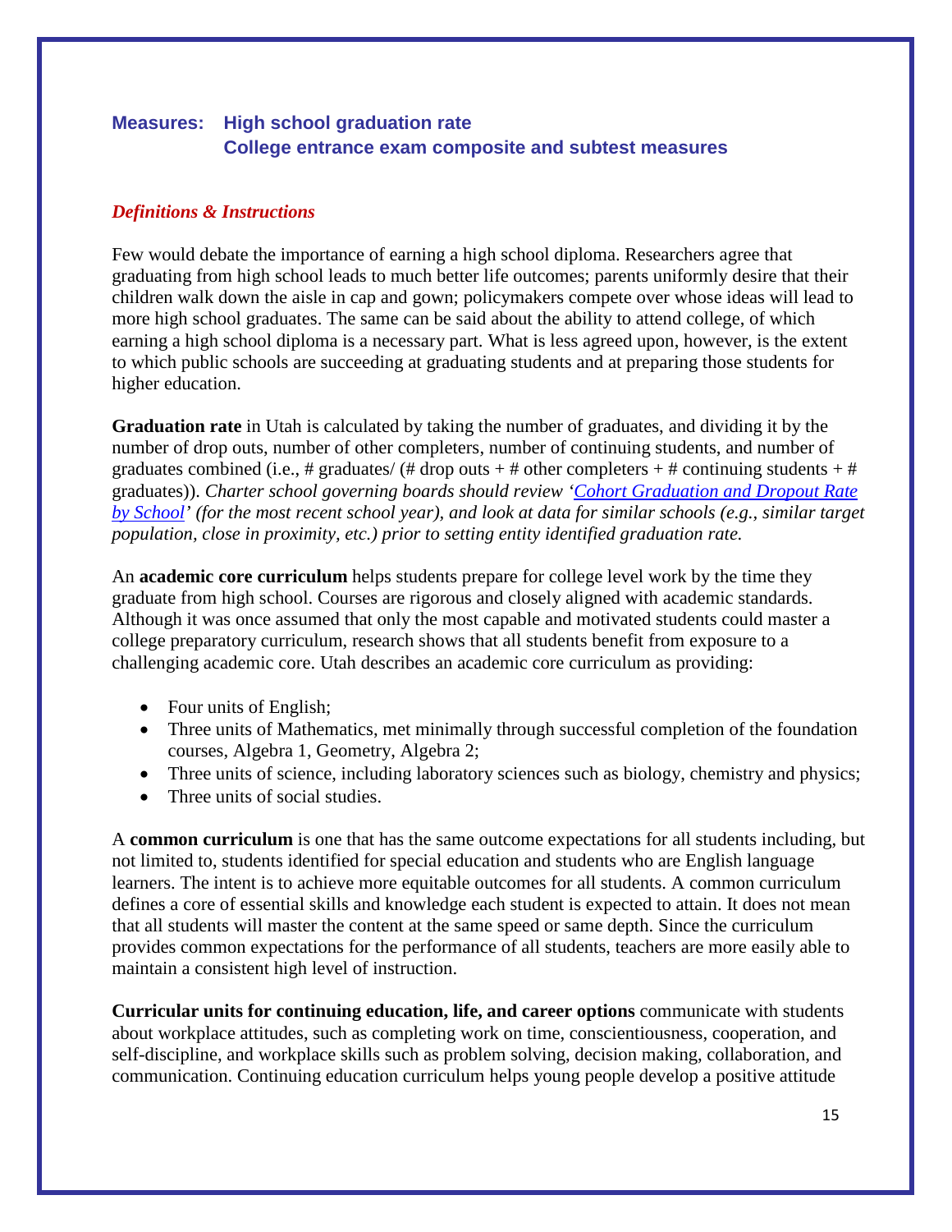## Measures: High school graduation rate
## College entrance exam composite and subtest measures

***Definitions & Instructions***

Few would debate the importance of earning a high school diploma. Researchers agree that graduating from high school leads to much better life outcomes; parents uniformly desire that their children walk down the aisle in cap and gown; policymakers compete over whose ideas will lead to more high school graduates. The same can be said about the ability to attend college, of which earning a high school diploma is a necessary part. What is less agreed upon, however, is the extent to which public schools are succeeding at graduating students and at preparing those students for higher education.

**Graduation rate** in Utah is calculated by taking the number of graduates, and dividing it by the number of drop outs, number of other completers, number of continuing students, and number of graduates combined (i.e., # graduates/ (# drop outs + # other completers + # continuing students + # graduates)). *Charter school governing boards should review '[Cohort Graduation and Dropout Rate by School](#)' (for the most recent school year), and look at data for similar schools (e.g., similar target population, close in proximity, etc.) prior to setting entity identified graduation rate.*

An **academic core curriculum** helps students prepare for college level work by the time they graduate from high school. Courses are rigorous and closely aligned with academic standards. Although it was once assumed that only the most capable and motivated students could master a college preparatory curriculum, research shows that all students benefit from exposure to a challenging academic core. Utah describes an academic core curriculum as providing:

- Four units of English;
- Three units of Mathematics, met minimally through successful completion of the foundation courses, Algebra 1, Geometry, Algebra 2;
- Three units of science, including laboratory sciences such as biology, chemistry and physics;
- Three units of social studies.

A **common curriculum** is one that has the same outcome expectations for all students including, but not limited to, students identified for special education and students who are English language learners. The intent is to achieve more equitable outcomes for all students. A common curriculum defines a core of essential skills and knowledge each student is expected to attain. It does not mean that all students will master the content at the same speed or same depth. Since the curriculum provides common expectations for the performance of all students, teachers are more easily able to maintain a consistent high level of instruction.

**Curricular units for continuing education, life, and career options** communicate with students about workplace attitudes, such as completing work on time, conscientiousness, cooperation, and self-discipline, and workplace skills such as problem solving, decision making, collaboration, and communication. Continuing education curriculum helps young people develop a positive attitude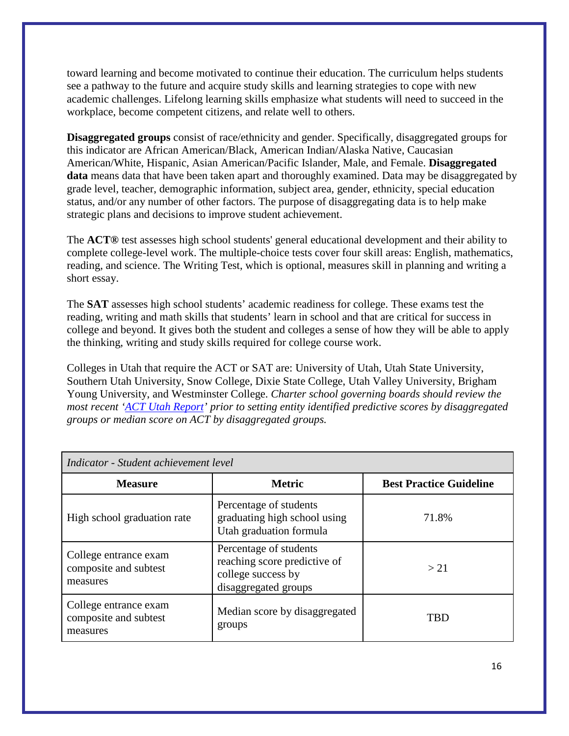toward learning and become motivated to continue their education. The curriculum helps students see a pathway to the future and acquire study skills and learning strategies to cope with new academic challenges. Lifelong learning skills emphasize what students will need to succeed in the workplace, become competent citizens, and relate well to others.

**Disaggregated groups** consist of race/ethnicity and gender. Specifically, disaggregated groups for this indicator are African American/Black, American Indian/Alaska Native, Caucasian American/White, Hispanic, Asian American/Pacific Islander, Male, and Female. **Disaggregated data** means data that have been taken apart and thoroughly examined. Data may be disaggregated by grade level, teacher, demographic information, subject area, gender, ethnicity, special education status, and/or any number of other factors. The purpose of disaggregating data is to help make strategic plans and decisions to improve student achievement.

The **ACT®** test assesses high school students' general educational development and their ability to complete college-level work. The multiple-choice tests cover four skill areas: English, mathematics, reading, and science. The Writing Test, which is optional, measures skill in planning and writing a short essay.

The **SAT** assesses high school students' academic readiness for college. These exams test the reading, writing and math skills that students' learn in school and that are critical for success in college and beyond. It gives both the student and colleges a sense of how they will be able to apply the thinking, writing and study skills required for college course work.

Colleges in Utah that require the ACT or SAT are: University of Utah, Utah State University, Southern Utah University, Snow College, Dixie State College, Utah Valley University, Brigham Young University, and Westminster College. *Charter school governing boards should review the most recent 'ACT Utah Report' prior to setting entity identified predictive scores by disaggregated groups or median score on ACT by disaggregated groups.*

| *Indicator - Student achievement level* | | |
|---|---|---|
| **Measure** | **Metric** | **Best Practice Guideline** |
| High school graduation rate | Percentage of students graduating high school using Utah graduation formula | 71.8% |
| College entrance exam composite and subtest measures | Percentage of students reaching score predictive of college success by disaggregated groups | > 21 |
| College entrance exam composite and subtest measures | Median score by disaggregated groups | TBD |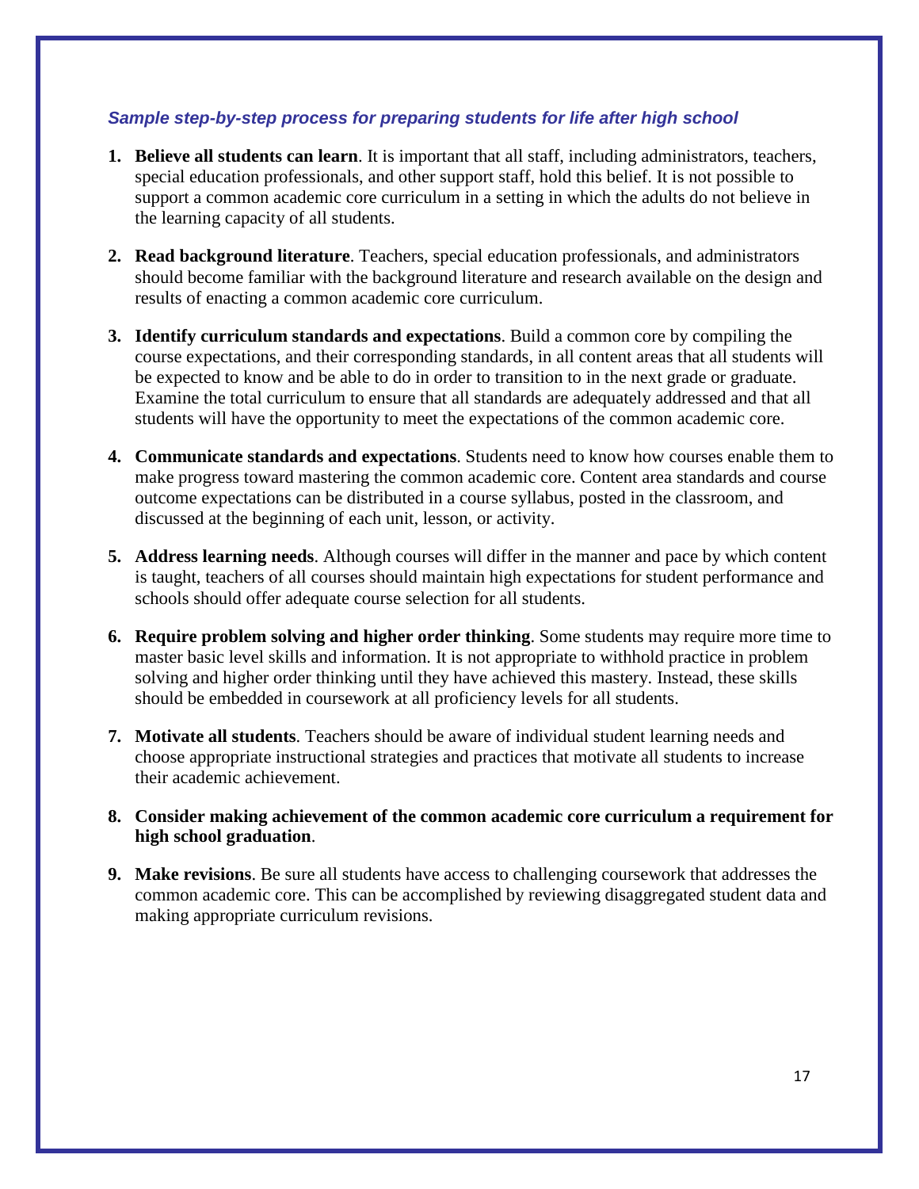### *Sample step-by-step process for preparing students for life after high school*

1. **Believe all students can learn**. It is important that all staff, including administrators, teachers, special education professionals, and other support staff, hold this belief. It is not possible to support a common academic core curriculum in a setting in which the adults do not believe in the learning capacity of all students.

2. **Read background literature**. Teachers, special education professionals, and administrators should become familiar with the background literature and research available on the design and results of enacting a common academic core curriculum.

3. **Identify curriculum standards and expectations**. Build a common core by compiling the course expectations, and their corresponding standards, in all content areas that all students will be expected to know and be able to do in order to transition to in the next grade or graduate. Examine the total curriculum to ensure that all standards are adequately addressed and that all students will have the opportunity to meet the expectations of the common academic core.

4. **Communicate standards and expectations**. Students need to know how courses enable them to make progress toward mastering the common academic core. Content area standards and course outcome expectations can be distributed in a course syllabus, posted in the classroom, and discussed at the beginning of each unit, lesson, or activity.

5. **Address learning needs**. Although courses will differ in the manner and pace by which content is taught, teachers of all courses should maintain high expectations for student performance and schools should offer adequate course selection for all students.

6. **Require problem solving and higher order thinking**. Some students may require more time to master basic level skills and information. It is not appropriate to withhold practice in problem solving and higher order thinking until they have achieved this mastery. Instead, these skills should be embedded in coursework at all proficiency levels for all students.

7. **Motivate all students**. Teachers should be aware of individual student learning needs and choose appropriate instructional strategies and practices that motivate all students to increase their academic achievement.

8. **Consider making achievement of the common academic core curriculum a requirement for high school graduation**.

9. **Make revisions**. Be sure all students have access to challenging coursework that addresses the common academic core. This can be accomplished by reviewing disaggregated student data and making appropriate curriculum revisions.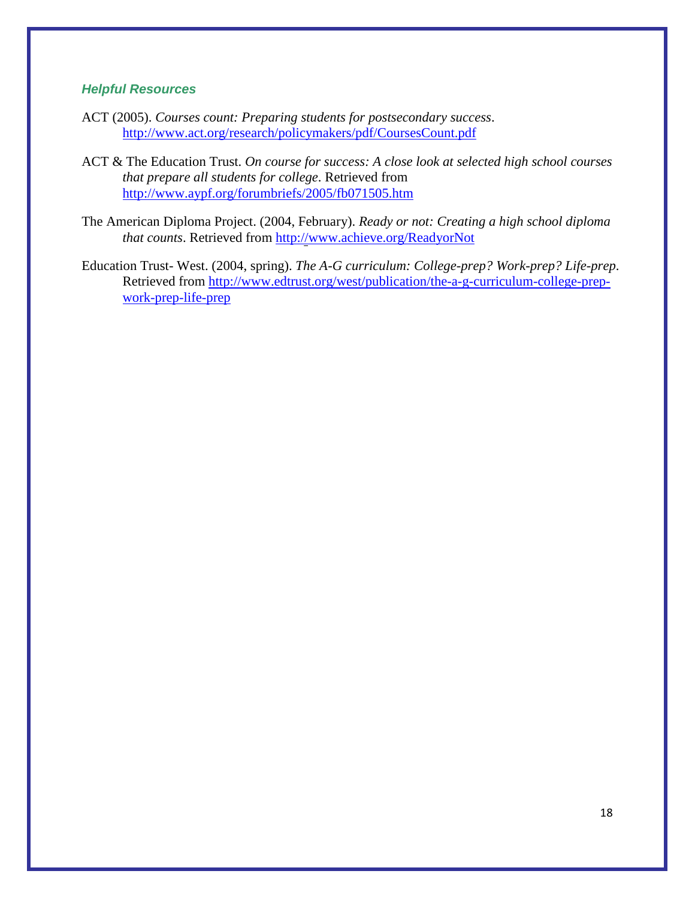### *Helpful Resources*

ACT (2005). *Courses count: Preparing students for postsecondary success*. http://www.act.org/research/policymakers/pdf/CoursesCount.pdf

ACT & The Education Trust. *On course for success: A close look at selected high school courses that prepare all students for college*. Retrieved from http://www.aypf.org/forumbriefs/2005/fb071505.htm

The American Diploma Project. (2004, February). *Ready or not: Creating a high school diploma that counts*. Retrieved from http://www.achieve.org/ReadyorNot

Education Trust- West. (2004, spring). *The A-G curriculum: College-prep? Work-prep? Life-prep*. Retrieved from http://www.edtrust.org/west/publication/the-a-g-curriculum-college-prep-work-prep-life-prep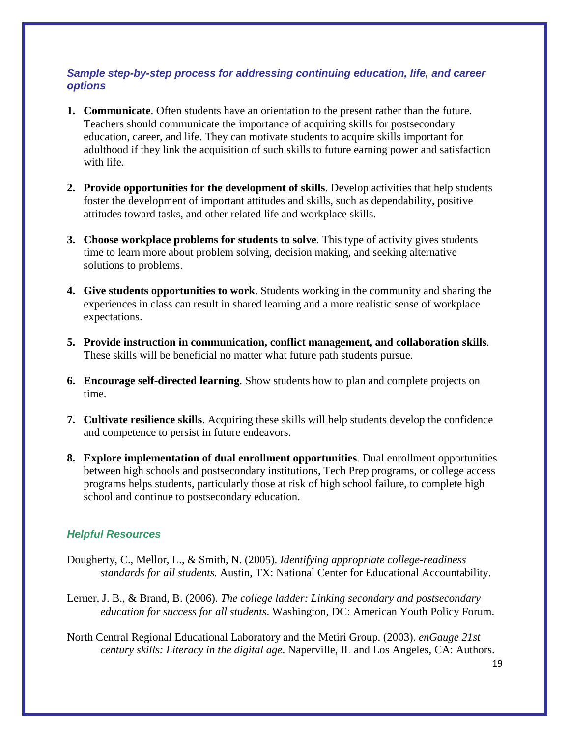### *Sample step-by-step process for addressing continuing education, life, and career options*

1. **Communicate**. Often students have an orientation to the present rather than the future. Teachers should communicate the importance of acquiring skills for postsecondary education, career, and life. They can motivate students to acquire skills important for adulthood if they link the acquisition of such skills to future earning power and satisfaction with life.

2. **Provide opportunities for the development of skills**. Develop activities that help students foster the development of important attitudes and skills, such as dependability, positive attitudes toward tasks, and other related life and workplace skills.

3. **Choose workplace problems for students to solve**. This type of activity gives students time to learn more about problem solving, decision making, and seeking alternative solutions to problems.

4. **Give students opportunities to work**. Students working in the community and sharing the experiences in class can result in shared learning and a more realistic sense of workplace expectations.

5. **Provide instruction in communication, conflict management, and collaboration skills**. These skills will be beneficial no matter what future path students pursue.

6. **Encourage self-directed learning**. Show students how to plan and complete projects on time.

7. **Cultivate resilience skills**. Acquiring these skills will help students develop the confidence and competence to persist in future endeavors.

8. **Explore implementation of dual enrollment opportunities**. Dual enrollment opportunities between high schools and postsecondary institutions, Tech Prep programs, or college access programs helps students, particularly those at risk of high school failure, to complete high school and continue to postsecondary education.

### *Helpful Resources*

Dougherty, C., Mellor, L., & Smith, N. (2005). *Identifying appropriate college-readiness standards for all students.* Austin, TX: National Center for Educational Accountability.

Lerner, J. B., & Brand, B. (2006). *The college ladder: Linking secondary and postsecondary education for success for all students*. Washington, DC: American Youth Policy Forum.

North Central Regional Educational Laboratory and the Metiri Group. (2003). *enGauge 21st century skills: Literacy in the digital age*. Naperville, IL and Los Angeles, CA: Authors.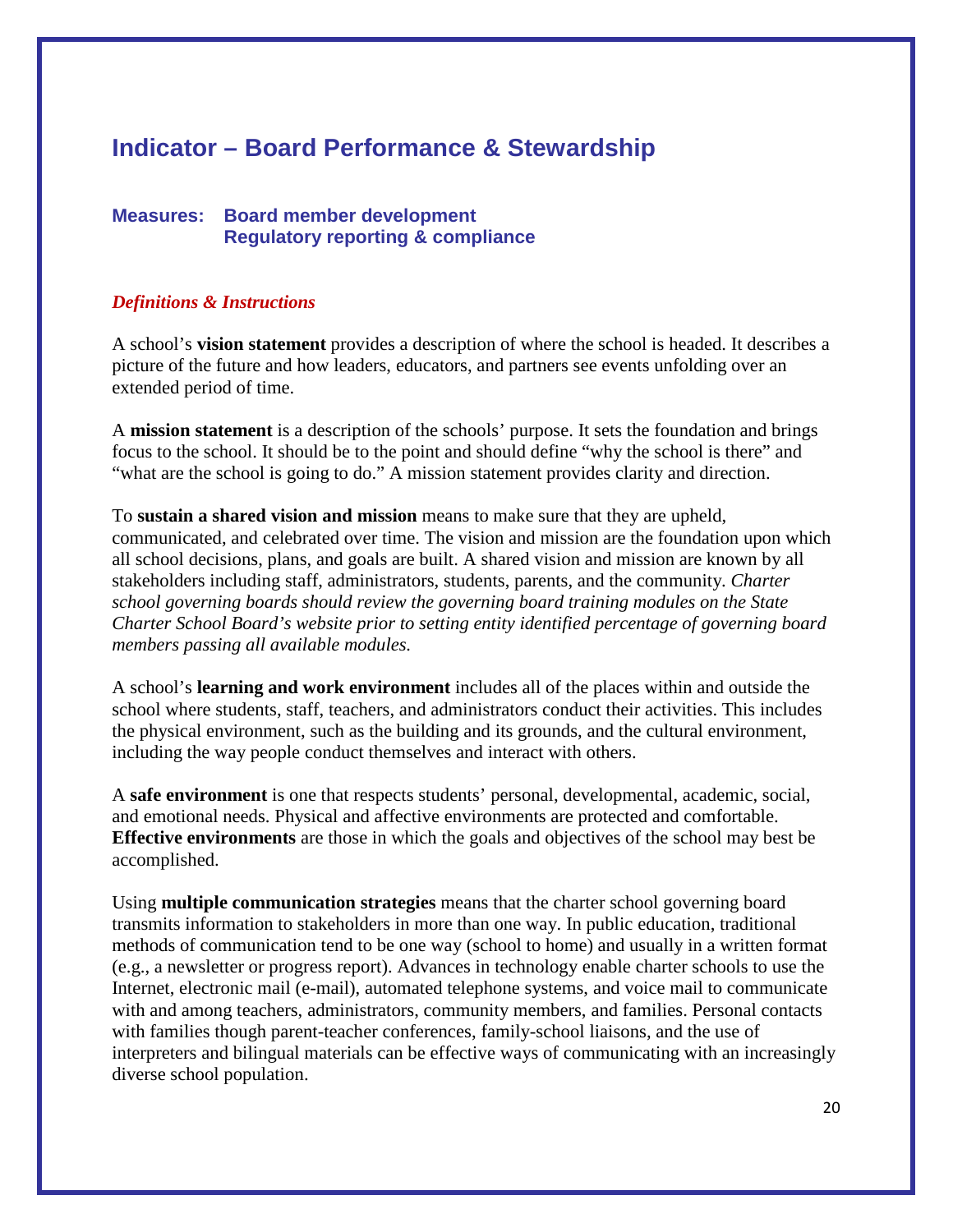## Indicator – Board Performance & Stewardship

### Measures: Board member development
### Regulatory reporting & compliance

***Definitions & Instructions***

A school's **vision statement** provides a description of where the school is headed. It describes a picture of the future and how leaders, educators, and partners see events unfolding over an extended period of time.

A **mission statement** is a description of the schools' purpose. It sets the foundation and brings focus to the school. It should be to the point and should define "why the school is there" and "what are the school is going to do." A mission statement provides clarity and direction.

To **sustain a shared vision and mission** means to make sure that they are upheld, communicated, and celebrated over time. The vision and mission are the foundation upon which all school decisions, plans, and goals are built. A shared vision and mission are known by all stakeholders including staff, administrators, students, parents, and the community. *Charter school governing boards should review the governing board training modules on the State Charter School Board's website prior to setting entity identified percentage of governing board members passing all available modules.*

A school's **learning and work environment** includes all of the places within and outside the school where students, staff, teachers, and administrators conduct their activities. This includes the physical environment, such as the building and its grounds, and the cultural environment, including the way people conduct themselves and interact with others.

A **safe environment** is one that respects students' personal, developmental, academic, social, and emotional needs. Physical and affective environments are protected and comfortable. **Effective environments** are those in which the goals and objectives of the school may best be accomplished.

Using **multiple communication strategies** means that the charter school governing board transmits information to stakeholders in more than one way. In public education, traditional methods of communication tend to be one way (school to home) and usually in a written format (e.g., a newsletter or progress report). Advances in technology enable charter schools to use the Internet, electronic mail (e-mail), automated telephone systems, and voice mail to communicate with and among teachers, administrators, community members, and families. Personal contacts with families though parent-teacher conferences, family-school liaisons, and the use of interpreters and bilingual materials can be effective ways of communicating with an increasingly diverse school population.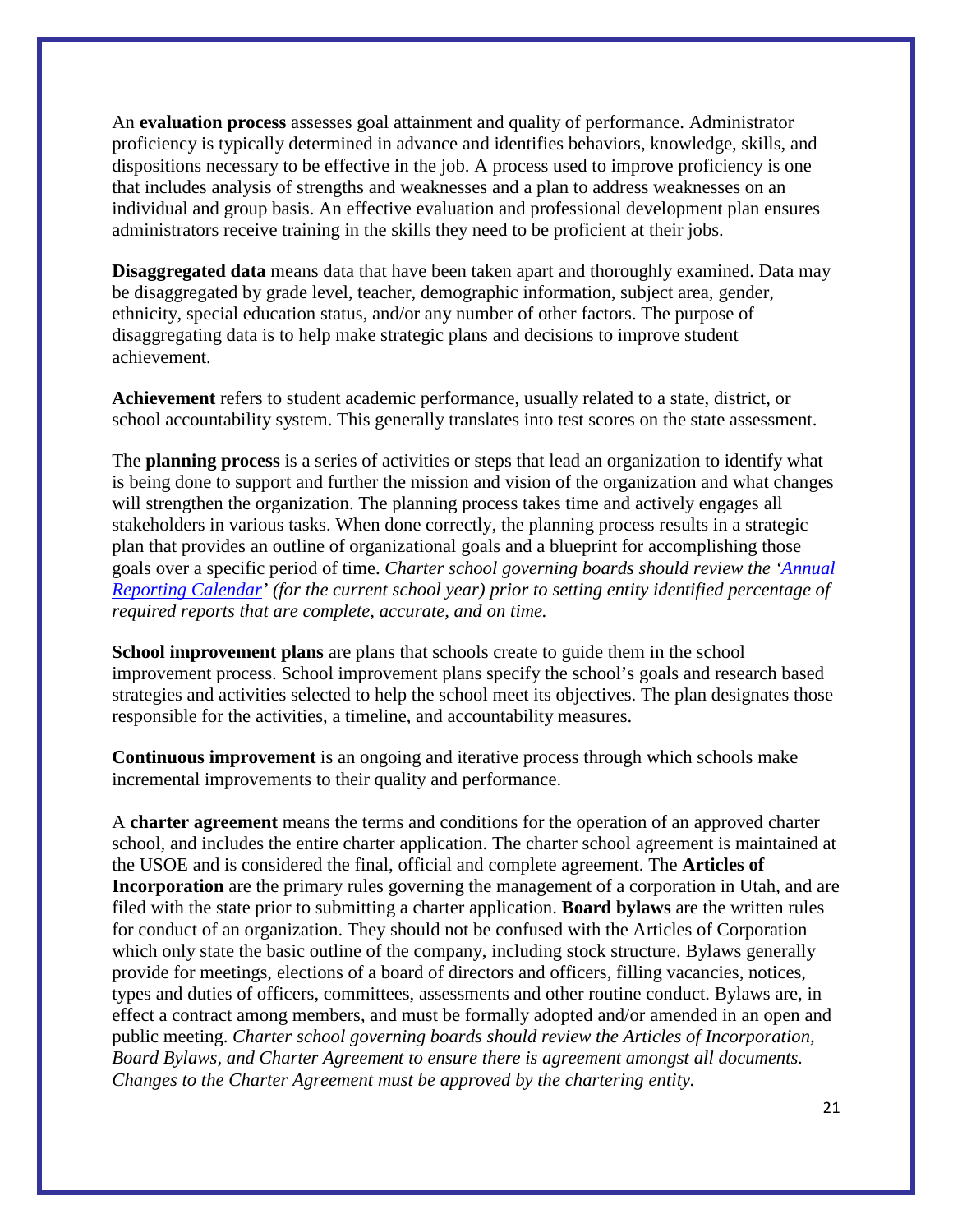An **evaluation process** assesses goal attainment and quality of performance. Administrator proficiency is typically determined in advance and identifies behaviors, knowledge, skills, and dispositions necessary to be effective in the job. A process used to improve proficiency is one that includes analysis of strengths and weaknesses and a plan to address weaknesses on an individual and group basis. An effective evaluation and professional development plan ensures administrators receive training in the skills they need to be proficient at their jobs.

**Disaggregated data** means data that have been taken apart and thoroughly examined. Data may be disaggregated by grade level, teacher, demographic information, subject area, gender, ethnicity, special education status, and/or any number of other factors. The purpose of disaggregating data is to help make strategic plans and decisions to improve student achievement.

**Achievement** refers to student academic performance, usually related to a state, district, or school accountability system. This generally translates into test scores on the state assessment.

The **planning process** is a series of activities or steps that lead an organization to identify what is being done to support and further the mission and vision of the organization and what changes will strengthen the organization. The planning process takes time and actively engages all stakeholders in various tasks. When done correctly, the planning process results in a strategic plan that provides an outline of organizational goals and a blueprint for accomplishing those goals over a specific period of time. *Charter school governing boards should review the 'Annual Reporting Calendar' (for the current school year) prior to setting entity identified percentage of required reports that are complete, accurate, and on time.*

**School improvement plans** are plans that schools create to guide them in the school improvement process. School improvement plans specify the school's goals and research based strategies and activities selected to help the school meet its objectives. The plan designates those responsible for the activities, a timeline, and accountability measures.

**Continuous improvement** is an ongoing and iterative process through which schools make incremental improvements to their quality and performance.

A **charter agreement** means the terms and conditions for the operation of an approved charter school, and includes the entire charter application. The charter school agreement is maintained at the USOE and is considered the final, official and complete agreement. The **Articles of Incorporation** are the primary rules governing the management of a corporation in Utah, and are filed with the state prior to submitting a charter application. **Board bylaws** are the written rules for conduct of an organization. They should not be confused with the Articles of Corporation which only state the basic outline of the company, including stock structure. Bylaws generally provide for meetings, elections of a board of directors and officers, filling vacancies, notices, types and duties of officers, committees, assessments and other routine conduct. Bylaws are, in effect a contract among members, and must be formally adopted and/or amended in an open and public meeting. *Charter school governing boards should review the Articles of Incorporation, Board Bylaws, and Charter Agreement to ensure there is agreement amongst all documents. Changes to the Charter Agreement must be approved by the chartering entity.*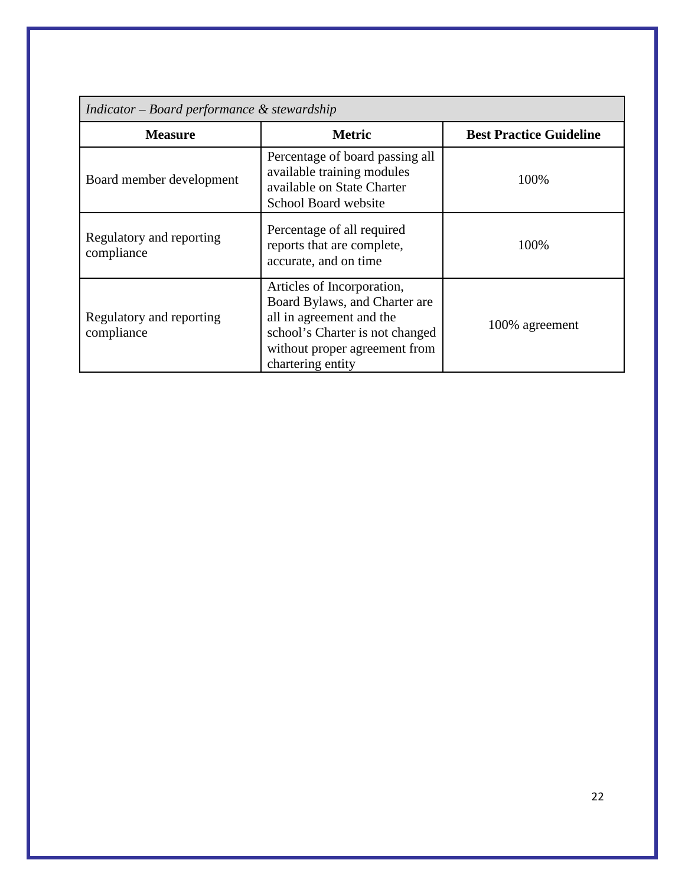| *Indicator – Board performance & stewardship* | | |
|---|---|---|
| **Measure** | **Metric** | **Best Practice Guideline** |
| Board member development | Percentage of board passing all available training modules available on State Charter School Board website | 100% |
| Regulatory and reporting compliance | Percentage of all required reports that are complete, accurate, and on time | 100% |
| Regulatory and reporting compliance | Articles of Incorporation, Board Bylaws, and Charter are all in agreement and the school's Charter is not changed without proper agreement from chartering entity | 100% agreement |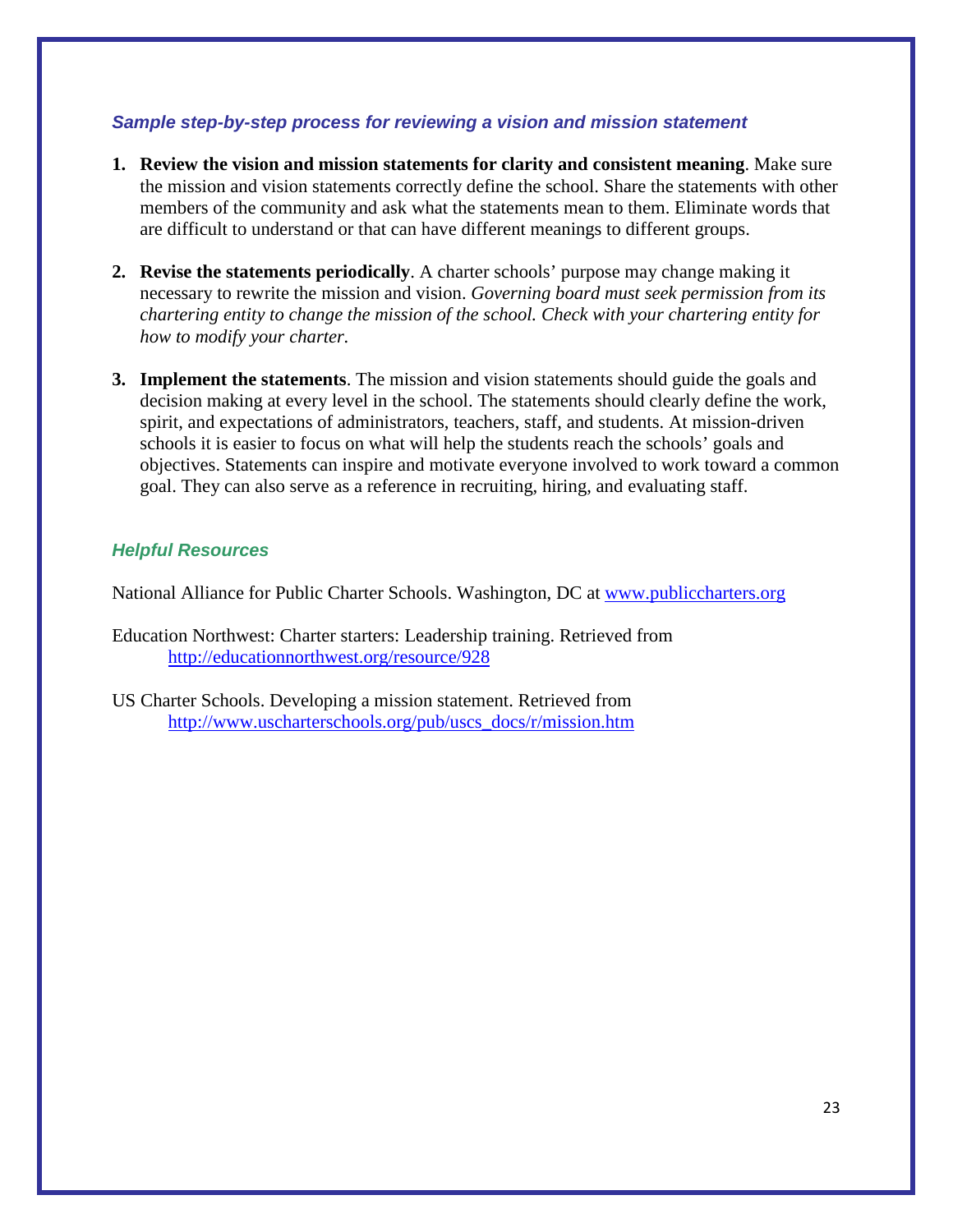### *Sample step-by-step process for reviewing a vision and mission statement*

1. **Review the vision and mission statements for clarity and consistent meaning**. Make sure the mission and vision statements correctly define the school. Share the statements with other members of the community and ask what the statements mean to them. Eliminate words that are difficult to understand or that can have different meanings to different groups.

2. **Revise the statements periodically**. A charter schools' purpose may change making it necessary to rewrite the mission and vision. *Governing board must seek permission from its chartering entity to change the mission of the school. Check with your chartering entity for how to modify your charter.*

3. **Implement the statements**. The mission and vision statements should guide the goals and decision making at every level in the school. The statements should clearly define the work, spirit, and expectations of administrators, teachers, staff, and students. At mission-driven schools it is easier to focus on what will help the students reach the schools' goals and objectives. Statements can inspire and motivate everyone involved to work toward a common goal. They can also serve as a reference in recruiting, hiring, and evaluating staff.

### *Helpful Resources*

National Alliance for Public Charter Schools. Washington, DC at [www.publiccharters.org](http://www.publiccharters.org)

Education Northwest: Charter starters: Leadership training. Retrieved from [http://educationnorthwest.org/resource/928](http://educationnorthwest.org/resource/928)

US Charter Schools. Developing a mission statement. Retrieved from [http://www.uscharterschools.org/pub/uscs_docs/r/mission.htm](http://www.uscharterschools.org/pub/uscs_docs/r/mission.htm)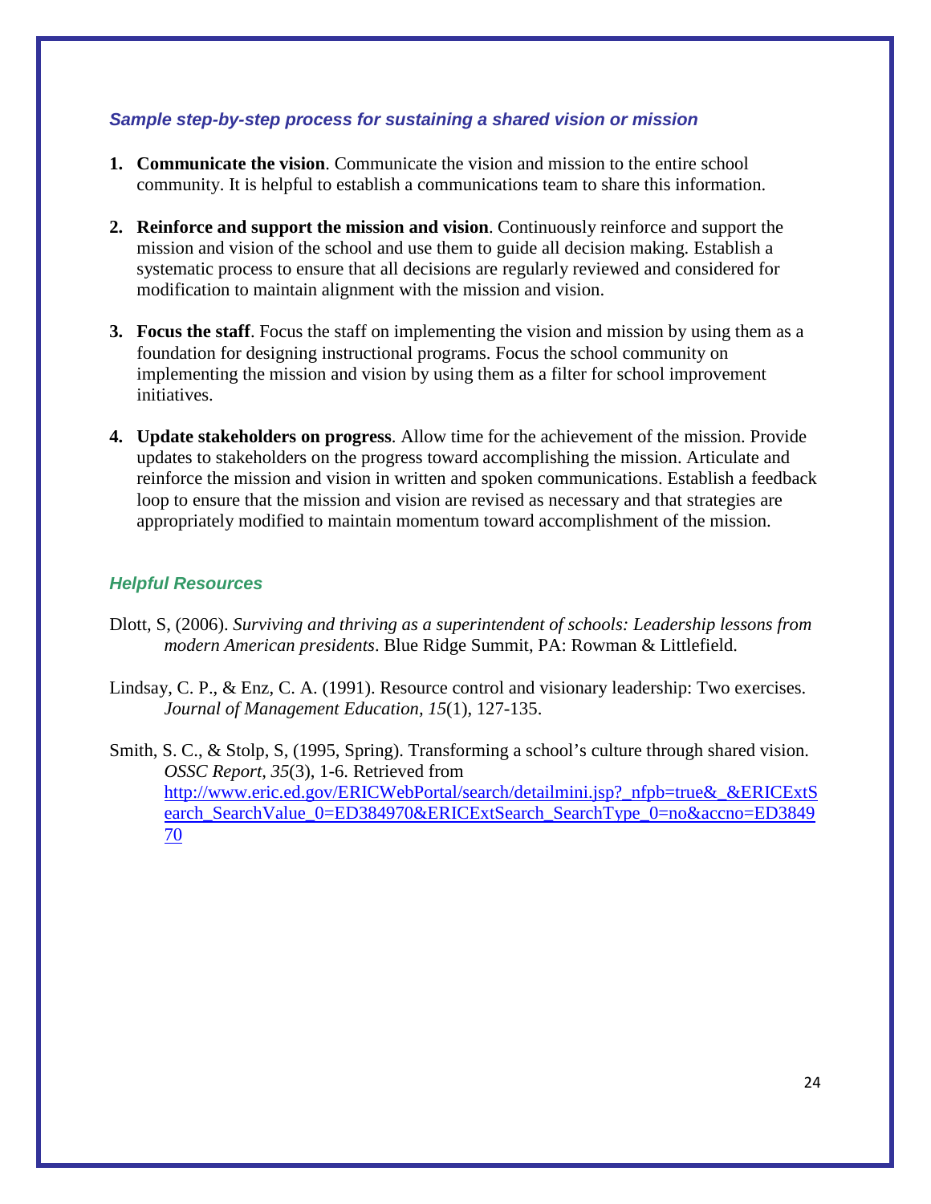### *Sample step-by-step process for sustaining a shared vision or mission*

1. **Communicate the vision**. Communicate the vision and mission to the entire school community. It is helpful to establish a communications team to share this information.

2. **Reinforce and support the mission and vision**. Continuously reinforce and support the mission and vision of the school and use them to guide all decision making. Establish a systematic process to ensure that all decisions are regularly reviewed and considered for modification to maintain alignment with the mission and vision.

3. **Focus the staff**. Focus the staff on implementing the vision and mission by using them as a foundation for designing instructional programs. Focus the school community on implementing the mission and vision by using them as a filter for school improvement initiatives.

4. **Update stakeholders on progress**. Allow time for the achievement of the mission. Provide updates to stakeholders on the progress toward accomplishing the mission. Articulate and reinforce the mission and vision in written and spoken communications. Establish a feedback loop to ensure that the mission and vision are revised as necessary and that strategies are appropriately modified to maintain momentum toward accomplishment of the mission.

### *Helpful Resources*

Dlott, S, (2006). *Surviving and thriving as a superintendent of schools: Leadership lessons from modern American presidents*. Blue Ridge Summit, PA: Rowman & Littlefield.

Lindsay, C. P., & Enz, C. A. (1991). Resource control and visionary leadership: Two exercises. *Journal of Management Education, 15*(1), 127-135.

Smith, S. C., & Stolp, S, (1995, Spring). Transforming a school's culture through shared vision. *OSSC Report, 35*(3), 1-6. Retrieved from http://www.eric.ed.gov/ERICWebPortal/search/detailmini.jsp?_nfpb=true&_&ERICExtSearch_SearchValue_0=ED384970&ERICExtSearch_SearchType_0=no&accno=ED384970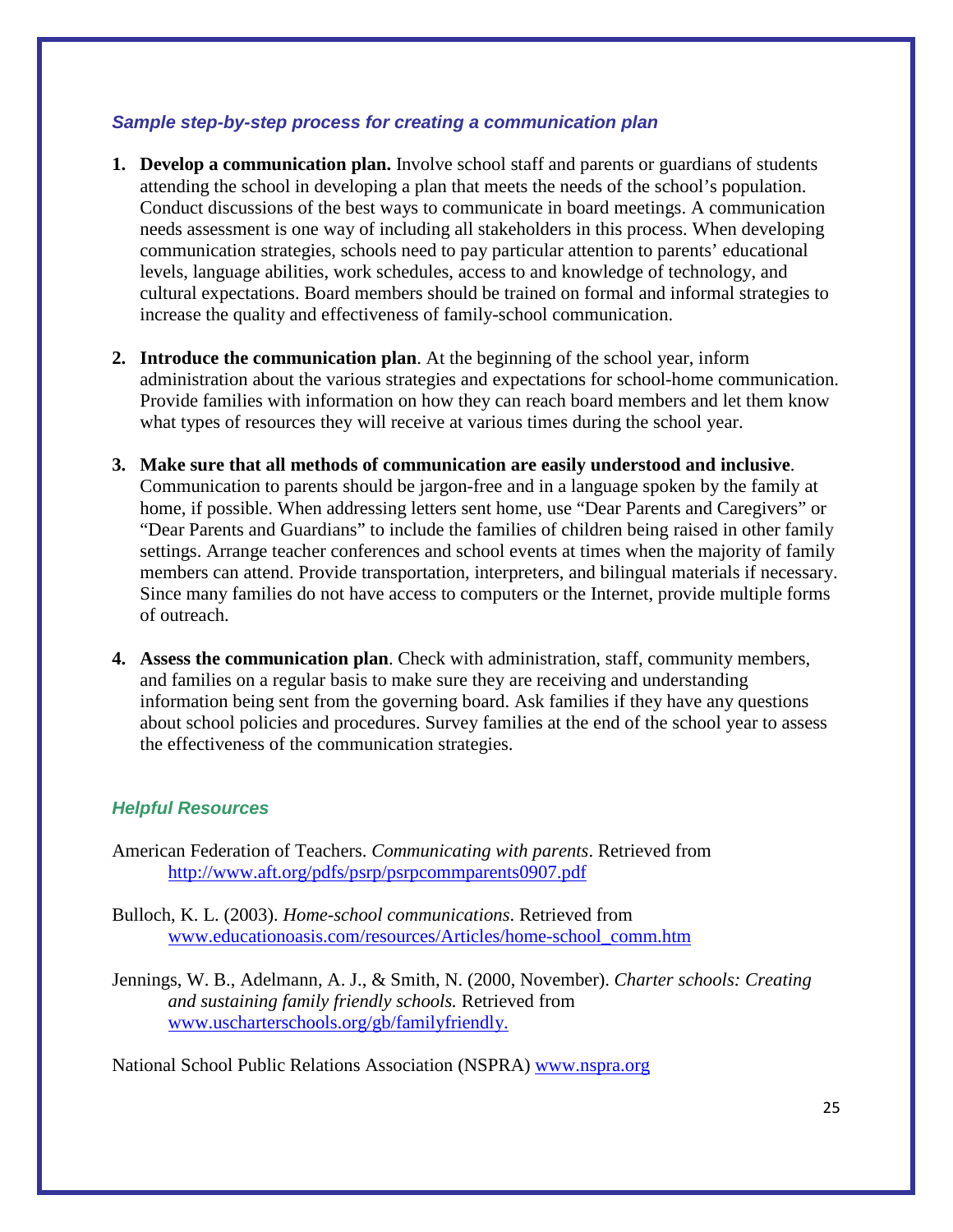### *Sample step-by-step process for creating a communication plan*

1. **Develop a communication plan.** Involve school staff and parents or guardians of students attending the school in developing a plan that meets the needs of the school's population. Conduct discussions of the best ways to communicate in board meetings. A communication needs assessment is one way of including all stakeholders in this process. When developing communication strategies, schools need to pay particular attention to parents' educational levels, language abilities, work schedules, access to and knowledge of technology, and cultural expectations. Board members should be trained on formal and informal strategies to increase the quality and effectiveness of family-school communication.

2. **Introduce the communication plan**. At the beginning of the school year, inform administration about the various strategies and expectations for school-home communication. Provide families with information on how they can reach board members and let them know what types of resources they will receive at various times during the school year.

3. **Make sure that all methods of communication are easily understood and inclusive**. Communication to parents should be jargon-free and in a language spoken by the family at home, if possible. When addressing letters sent home, use "Dear Parents and Caregivers" or "Dear Parents and Guardians" to include the families of children being raised in other family settings. Arrange teacher conferences and school events at times when the majority of family members can attend. Provide transportation, interpreters, and bilingual materials if necessary. Since many families do not have access to computers or the Internet, provide multiple forms of outreach.

4. **Assess the communication plan**. Check with administration, staff, community members, and families on a regular basis to make sure they are receiving and understanding information being sent from the governing board. Ask families if they have any questions about school policies and procedures. Survey families at the end of the school year to assess the effectiveness of the communication strategies.

### *Helpful Resources*

American Federation of Teachers. *Communicating with parents*. Retrieved from http://www.aft.org/pdfs/psrp/psrpcommparents0907.pdf

Bulloch, K. L. (2003). *Home-school communications*. Retrieved from www.educationoasis.com/resources/Articles/home-school_comm.htm

Jennings, W. B., Adelmann, A. J., & Smith, N. (2000, November). *Charter schools: Creating and sustaining family friendly schools.* Retrieved from www.uscharterschools.org/gb/familyfriendly.

National School Public Relations Association (NSPRA) www.nspra.org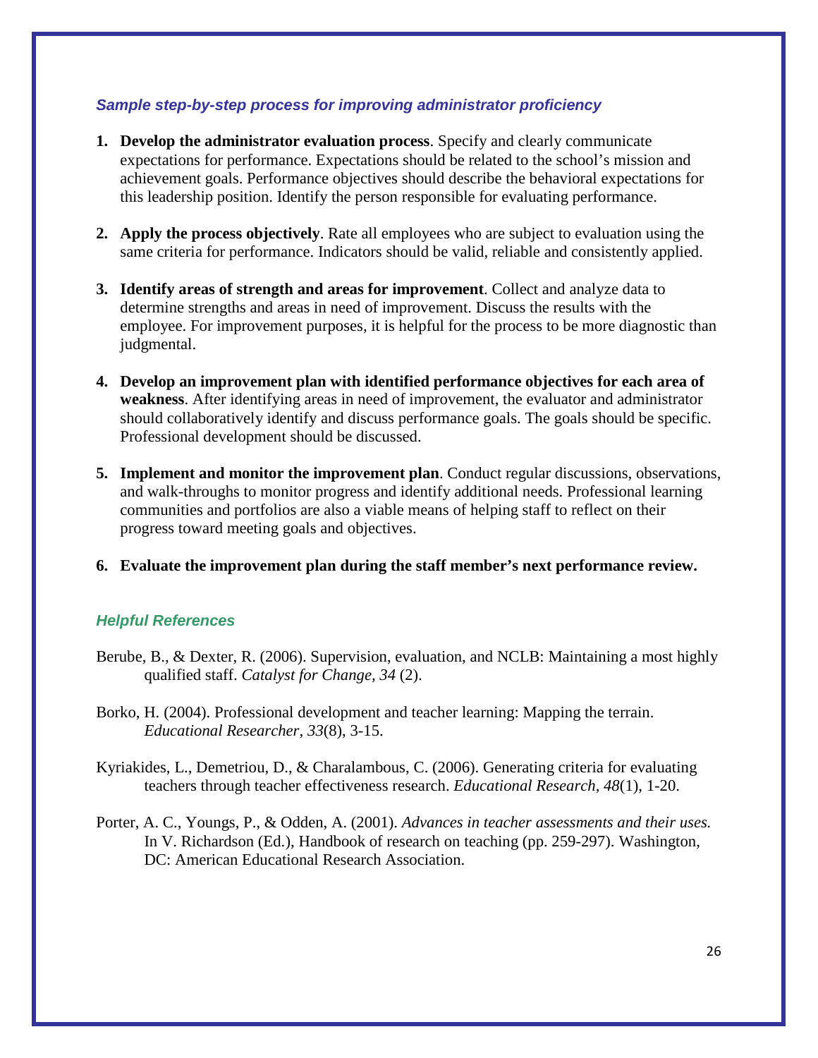### *Sample step-by-step process for improving administrator proficiency*

1. **Develop the administrator evaluation process**. Specify and clearly communicate expectations for performance. Expectations should be related to the school's mission and achievement goals. Performance objectives should describe the behavioral expectations for this leadership position. Identify the person responsible for evaluating performance.

2. **Apply the process objectively**. Rate all employees who are subject to evaluation using the same criteria for performance. Indicators should be valid, reliable and consistently applied.

3. **Identify areas of strength and areas for improvement**. Collect and analyze data to determine strengths and areas in need of improvement. Discuss the results with the employee. For improvement purposes, it is helpful for the process to be more diagnostic than judgmental.

4. **Develop an improvement plan with identified performance objectives for each area of weakness**. After identifying areas in need of improvement, the evaluator and administrator should collaboratively identify and discuss performance goals. The goals should be specific. Professional development should be discussed.

5. **Implement and monitor the improvement plan**. Conduct regular discussions, observations, and walk-throughs to monitor progress and identify additional needs. Professional learning communities and portfolios are also a viable means of helping staff to reflect on their progress toward meeting goals and objectives.

6. **Evaluate the improvement plan during the staff member's next performance review.**

### *Helpful References*

Berube, B., & Dexter, R. (2006). Supervision, evaluation, and NCLB: Maintaining a most highly qualified staff. *Catalyst for Change, 34* (2).

Borko, H. (2004). Professional development and teacher learning: Mapping the terrain. *Educational Researcher, 33*(8), 3-15.

Kyriakides, L., Demetriou, D., & Charalambous, C. (2006). Generating criteria for evaluating teachers through teacher effectiveness research. *Educational Research, 48*(1), 1-20.

Porter, A. C., Youngs, P., & Odden, A. (2001). *Advances in teacher assessments and their uses.* In V. Richardson (Ed.), Handbook of research on teaching (pp. 259-297). Washington, DC: American Educational Research Association.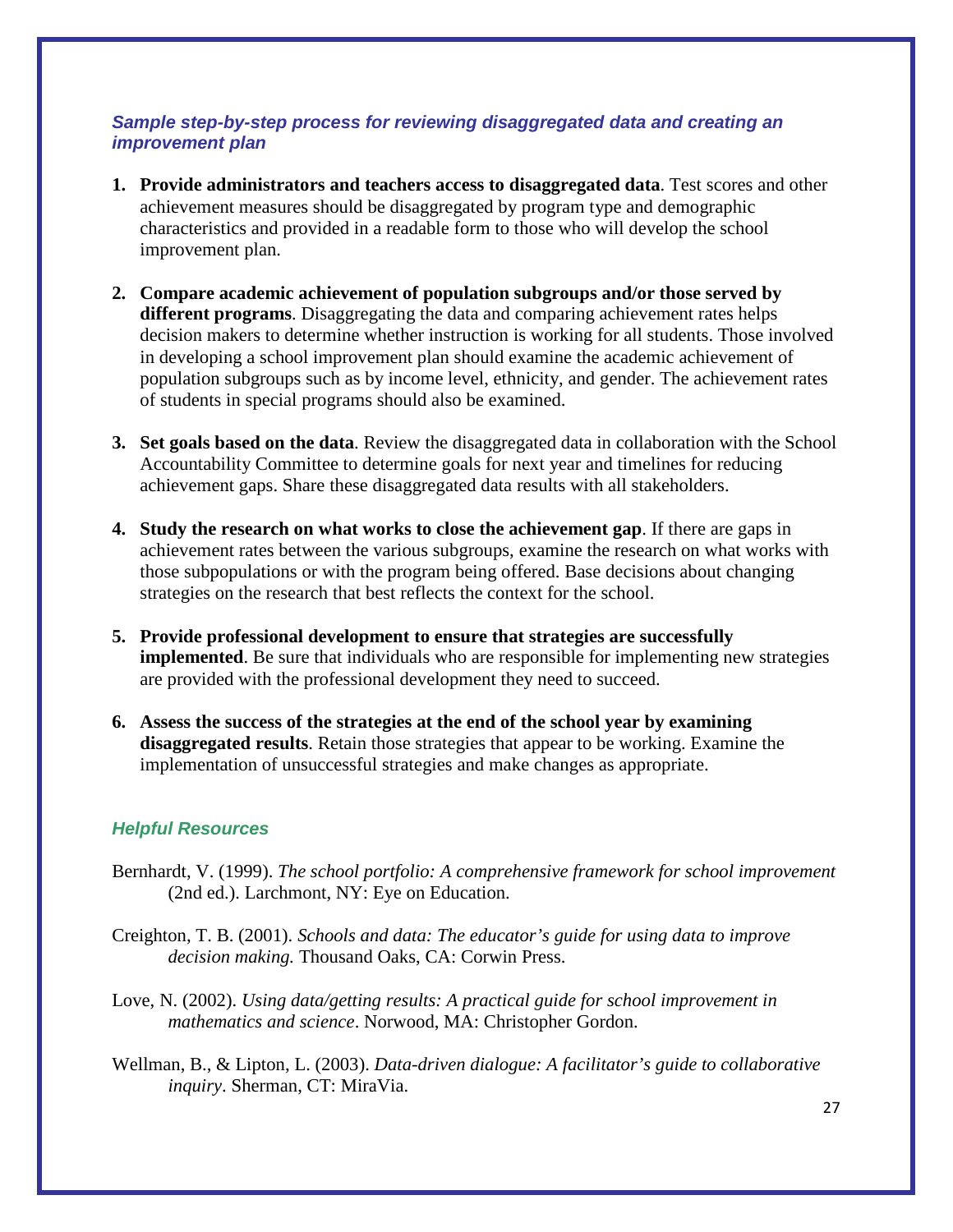### *Sample step-by-step process for reviewing disaggregated data and creating an improvement plan*

1. **Provide administrators and teachers access to disaggregated data**. Test scores and other achievement measures should be disaggregated by program type and demographic characteristics and provided in a readable form to those who will develop the school improvement plan.

2. **Compare academic achievement of population subgroups and/or those served by different programs**. Disaggregating the data and comparing achievement rates helps decision makers to determine whether instruction is working for all students. Those involved in developing a school improvement plan should examine the academic achievement of population subgroups such as by income level, ethnicity, and gender. The achievement rates of students in special programs should also be examined.

3. **Set goals based on the data**. Review the disaggregated data in collaboration with the School Accountability Committee to determine goals for next year and timelines for reducing achievement gaps. Share these disaggregated data results with all stakeholders.

4. **Study the research on what works to close the achievement gap**. If there are gaps in achievement rates between the various subgroups, examine the research on what works with those subpopulations or with the program being offered. Base decisions about changing strategies on the research that best reflects the context for the school.

5. **Provide professional development to ensure that strategies are successfully implemented**. Be sure that individuals who are responsible for implementing new strategies are provided with the professional development they need to succeed.

6. **Assess the success of the strategies at the end of the school year by examining disaggregated results**. Retain those strategies that appear to be working. Examine the implementation of unsuccessful strategies and make changes as appropriate.

### *Helpful Resources*

Bernhardt, V. (1999). *The school portfolio: A comprehensive framework for school improvement* (2nd ed.). Larchmont, NY: Eye on Education.

Creighton, T. B. (2001). *Schools and data: The educator's guide for using data to improve decision making.* Thousand Oaks, CA: Corwin Press.

Love, N. (2002). *Using data/getting results: A practical guide for school improvement in mathematics and science*. Norwood, MA: Christopher Gordon.

Wellman, B., & Lipton, L. (2003). *Data-driven dialogue: A facilitator's guide to collaborative inquiry*. Sherman, CT: MiraVia.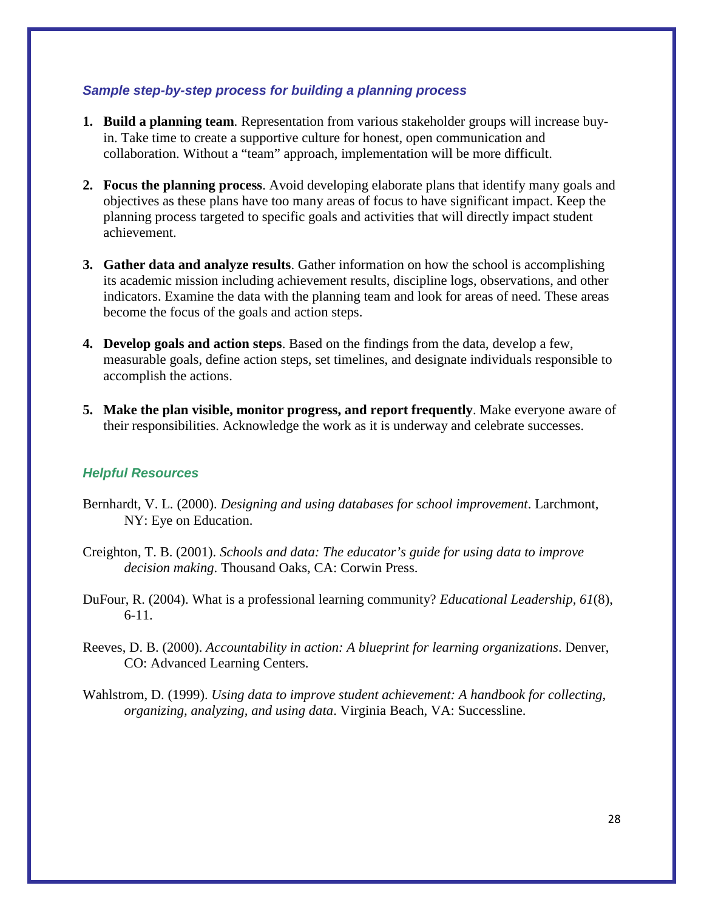### *Sample step-by-step process for building a planning process*

1. **Build a planning team**. Representation from various stakeholder groups will increase buy-in. Take time to create a supportive culture for honest, open communication and collaboration. Without a "team" approach, implementation will be more difficult.

2. **Focus the planning process**. Avoid developing elaborate plans that identify many goals and objectives as these plans have too many areas of focus to have significant impact. Keep the planning process targeted to specific goals and activities that will directly impact student achievement.

3. **Gather data and analyze results**. Gather information on how the school is accomplishing its academic mission including achievement results, discipline logs, observations, and other indicators. Examine the data with the planning team and look for areas of need. These areas become the focus of the goals and action steps.

4. **Develop goals and action steps**. Based on the findings from the data, develop a few, measurable goals, define action steps, set timelines, and designate individuals responsible to accomplish the actions.

5. **Make the plan visible, monitor progress, and report frequently**. Make everyone aware of their responsibilities. Acknowledge the work as it is underway and celebrate successes.

### *Helpful Resources*

Bernhardt, V. L. (2000). *Designing and using databases for school improvement*. Larchmont, NY: Eye on Education.

Creighton, T. B. (2001). *Schools and data: The educator's guide for using data to improve decision making*. Thousand Oaks, CA: Corwin Press.

DuFour, R. (2004). What is a professional learning community? *Educational Leadership, 61*(8), 6-11.

Reeves, D. B. (2000). *Accountability in action: A blueprint for learning organizations*. Denver, CO: Advanced Learning Centers.

Wahlstrom, D. (1999). *Using data to improve student achievement: A handbook for collecting, organizing, analyzing, and using data*. Virginia Beach, VA: Successline.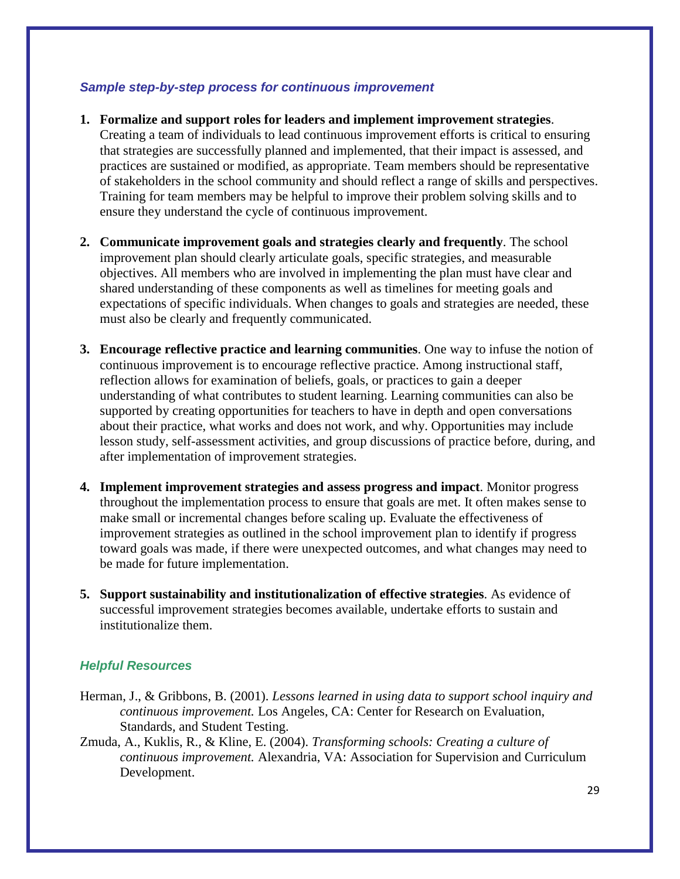### *Sample step-by-step process for continuous improvement*

1. **Formalize and support roles for leaders and implement improvement strategies**. Creating a team of individuals to lead continuous improvement efforts is critical to ensuring that strategies are successfully planned and implemented, that their impact is assessed, and practices are sustained or modified, as appropriate. Team members should be representative of stakeholders in the school community and should reflect a range of skills and perspectives. Training for team members may be helpful to improve their problem solving skills and to ensure they understand the cycle of continuous improvement.

2. **Communicate improvement goals and strategies clearly and frequently**. The school improvement plan should clearly articulate goals, specific strategies, and measurable objectives. All members who are involved in implementing the plan must have clear and shared understanding of these components as well as timelines for meeting goals and expectations of specific individuals. When changes to goals and strategies are needed, these must also be clearly and frequently communicated.

3. **Encourage reflective practice and learning communities**. One way to infuse the notion of continuous improvement is to encourage reflective practice. Among instructional staff, reflection allows for examination of beliefs, goals, or practices to gain a deeper understanding of what contributes to student learning. Learning communities can also be supported by creating opportunities for teachers to have in depth and open conversations about their practice, what works and does not work, and why. Opportunities may include lesson study, self-assessment activities, and group discussions of practice before, during, and after implementation of improvement strategies.

4. **Implement improvement strategies and assess progress and impact**. Monitor progress throughout the implementation process to ensure that goals are met. It often makes sense to make small or incremental changes before scaling up. Evaluate the effectiveness of improvement strategies as outlined in the school improvement plan to identify if progress toward goals was made, if there were unexpected outcomes, and what changes may need to be made for future implementation.

5. **Support sustainability and institutionalization of effective strategies**. As evidence of successful improvement strategies becomes available, undertake efforts to sustain and institutionalize them.

### *Helpful Resources*

Herman, J., & Gribbons, B. (2001). *Lessons learned in using data to support school inquiry and continuous improvement.* Los Angeles, CA: Center for Research on Evaluation, Standards, and Student Testing.

Zmuda, A., Kuklis, R., & Kline, E. (2004). *Transforming schools: Creating a culture of continuous improvement.* Alexandria, VA: Association for Supervision and Curriculum Development.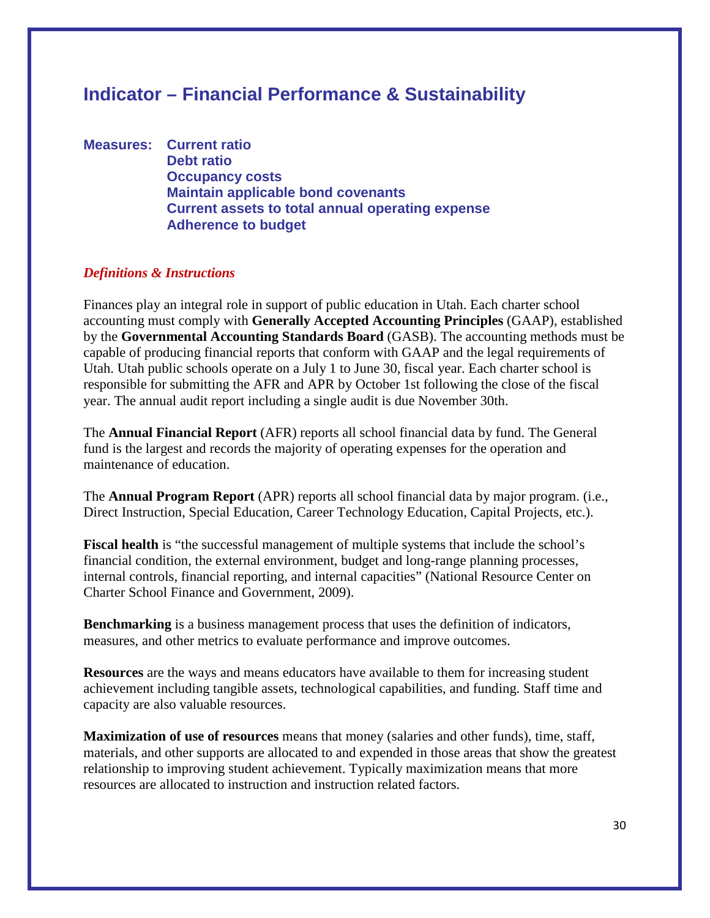## Indicator – Financial Performance & Sustainability

**Measures:** **Current ratio**
**Debt ratio**
**Occupancy costs**
**Maintain applicable bond covenants**
**Current assets to total annual operating expense**
**Adherence to budget**

### *Definitions & Instructions*

Finances play an integral role in support of public education in Utah. Each charter school accounting must comply with **Generally Accepted Accounting Principles** (GAAP), established by the **Governmental Accounting Standards Board** (GASB). The accounting methods must be capable of producing financial reports that conform with GAAP and the legal requirements of Utah. Utah public schools operate on a July 1 to June 30, fiscal year. Each charter school is responsible for submitting the AFR and APR by October 1st following the close of the fiscal year. The annual audit report including a single audit is due November 30th.

The **Annual Financial Report** (AFR) reports all school financial data by fund. The General fund is the largest and records the majority of operating expenses for the operation and maintenance of education.

The **Annual Program Report** (APR) reports all school financial data by major program. (i.e., Direct Instruction, Special Education, Career Technology Education, Capital Projects, etc.).

**Fiscal health** is "the successful management of multiple systems that include the school's financial condition, the external environment, budget and long-range planning processes, internal controls, financial reporting, and internal capacities" (National Resource Center on Charter School Finance and Government, 2009).

**Benchmarking** is a business management process that uses the definition of indicators, measures, and other metrics to evaluate performance and improve outcomes.

**Resources** are the ways and means educators have available to them for increasing student achievement including tangible assets, technological capabilities, and funding. Staff time and capacity are also valuable resources.

**Maximization of use of resources** means that money (salaries and other funds), time, staff, materials, and other supports are allocated to and expended in those areas that show the greatest relationship to improving student achievement. Typically maximization means that more resources are allocated to instruction and instruction related factors.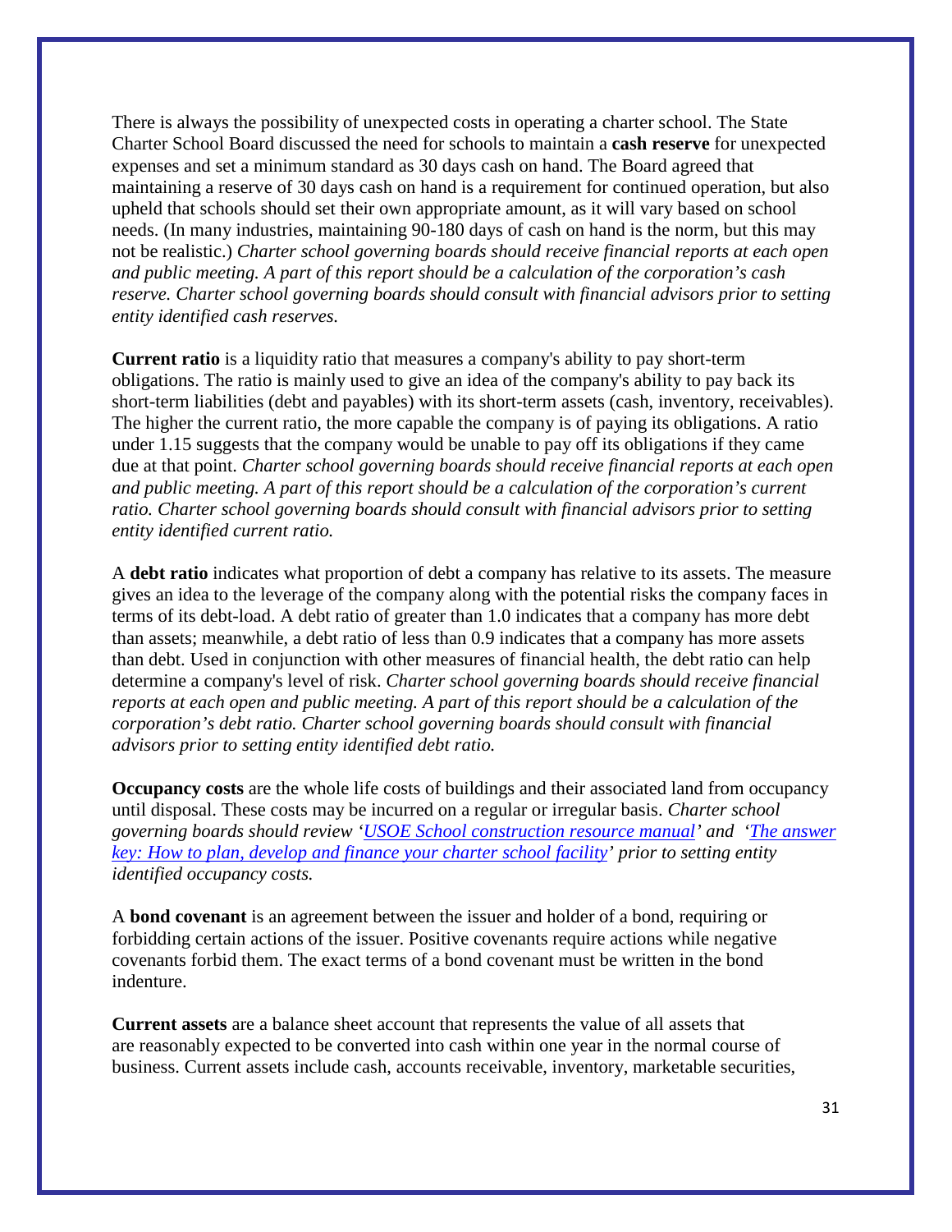There is always the possibility of unexpected costs in operating a charter school. The State Charter School Board discussed the need for schools to maintain a **cash reserve** for unexpected expenses and set a minimum standard as 30 days cash on hand. The Board agreed that maintaining a reserve of 30 days cash on hand is a requirement for continued operation, but also upheld that schools should set their own appropriate amount, as it will vary based on school needs. (In many industries, maintaining 90-180 days of cash on hand is the norm, but this may not be realistic.) *Charter school governing boards should receive financial reports at each open and public meeting. A part of this report should be a calculation of the corporation's cash reserve. Charter school governing boards should consult with financial advisors prior to setting entity identified cash reserves.*

**Current ratio** is a liquidity ratio that measures a company's ability to pay short-term obligations. The ratio is mainly used to give an idea of the company's ability to pay back its short-term liabilities (debt and payables) with its short-term assets (cash, inventory, receivables). The higher the current ratio, the more capable the company is of paying its obligations. A ratio under 1.15 suggests that the company would be unable to pay off its obligations if they came due at that point. *Charter school governing boards should receive financial reports at each open and public meeting. A part of this report should be a calculation of the corporation's current ratio. Charter school governing boards should consult with financial advisors prior to setting entity identified current ratio.*

A **debt ratio** indicates what proportion of debt a company has relative to its assets. The measure gives an idea to the leverage of the company along with the potential risks the company faces in terms of its debt-load. A debt ratio of greater than 1.0 indicates that a company has more debt than assets; meanwhile, a debt ratio of less than 0.9 indicates that a company has more assets than debt. Used in conjunction with other measures of financial health, the debt ratio can help determine a company's level of risk. *Charter school governing boards should receive financial reports at each open and public meeting. A part of this report should be a calculation of the corporation's debt ratio. Charter school governing boards should consult with financial advisors prior to setting entity identified debt ratio.*

**Occupancy costs** are the whole life costs of buildings and their associated land from occupancy until disposal. These costs may be incurred on a regular or irregular basis. *Charter school governing boards should review '[USOE School construction resource manual]' and '[The answer key: How to plan, develop and finance your charter school facility]' prior to setting entity identified occupancy costs.*

A **bond covenant** is an agreement between the issuer and holder of a bond, requiring or forbidding certain actions of the issuer. Positive covenants require actions while negative covenants forbid them. The exact terms of a bond covenant must be written in the bond indenture.

**Current assets** are a balance sheet account that represents the value of all assets that are reasonably expected to be converted into cash within one year in the normal course of business. Current assets include cash, accounts receivable, inventory, marketable securities,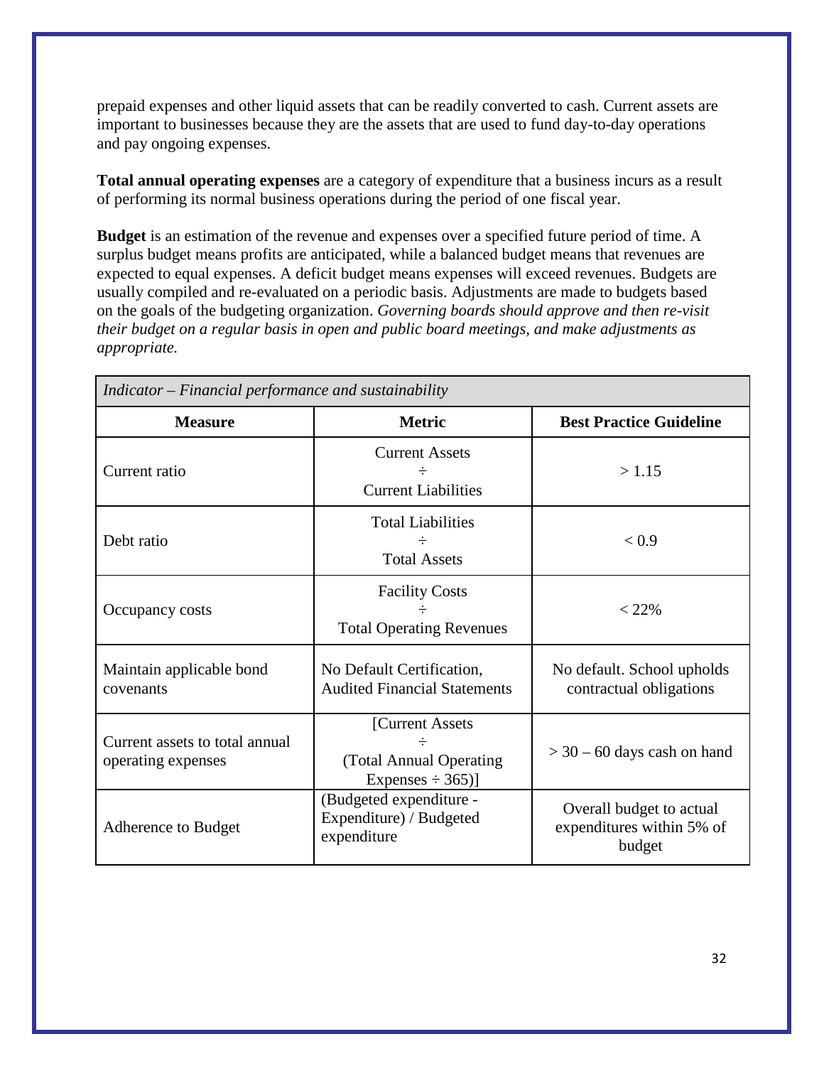prepaid expenses and other liquid assets that can be readily converted to cash. Current assets are important to businesses because they are the assets that are used to fund day-to-day operations and pay ongoing expenses.

**Total annual operating expenses** are a category of expenditure that a business incurs as a result of performing its normal business operations during the period of one fiscal year.

**Budget** is an estimation of the revenue and expenses over a specified future period of time. A surplus budget means profits are anticipated, while a balanced budget means that revenues are expected to equal expenses. A deficit budget means expenses will exceed revenues. Budgets are usually compiled and re-evaluated on a periodic basis. Adjustments are made to budgets based on the goals of the budgeting organization. *Governing boards should approve and then re-visit their budget on a regular basis in open and public board meetings, and make adjustments as appropriate.*

| *Indicator – Financial performance and sustainability* | | |
|---|---|---|
| **Measure** | **Metric** | **Best Practice Guideline** |
| Current ratio | Current Assets ÷ Current Liabilities | > 1.15 |
| Debt ratio | Total Liabilities ÷ Total Assets | < 0.9 |
| Occupancy costs | Facility Costs ÷ Total Operating Revenues | < 22% |
| Maintain applicable bond covenants | No Default Certification, Audited Financial Statements | No default. School upholds contractual obligations |
| Current assets to total annual operating expenses | [Current Assets ÷ (Total Annual Operating Expenses ÷ 365)] | > 30 – 60 days cash on hand |
| Adherence to Budget | (Budgeted expenditure - Expenditure) / Budgeted expenditure | Overall budget to actual expenditures within 5% of budget |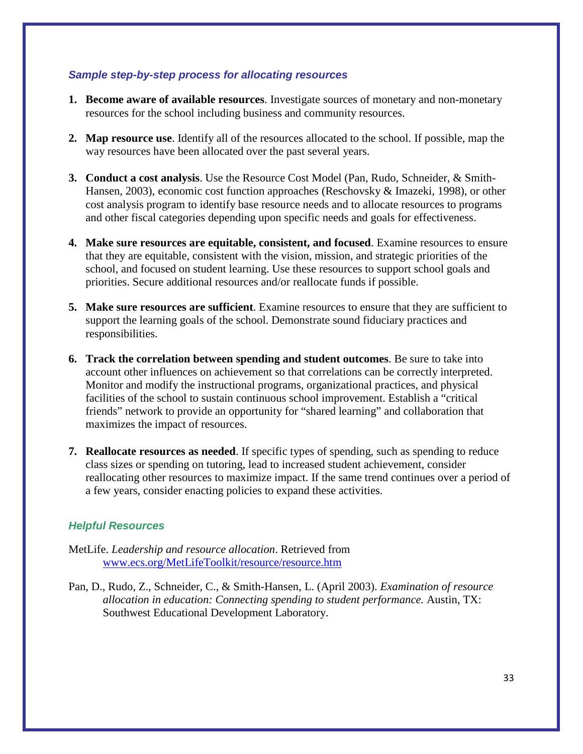### *Sample step-by-step process for allocating resources*

1. **Become aware of available resources**. Investigate sources of monetary and non-monetary resources for the school including business and community resources.

2. **Map resource use**. Identify all of the resources allocated to the school. If possible, map the way resources have been allocated over the past several years.

3. **Conduct a cost analysis**. Use the Resource Cost Model (Pan, Rudo, Schneider, & Smith-Hansen, 2003), economic cost function approaches (Reschovsky & Imazeki, 1998), or other cost analysis program to identify base resource needs and to allocate resources to programs and other fiscal categories depending upon specific needs and goals for effectiveness.

4. **Make sure resources are equitable, consistent, and focused**. Examine resources to ensure that they are equitable, consistent with the vision, mission, and strategic priorities of the school, and focused on student learning. Use these resources to support school goals and priorities. Secure additional resources and/or reallocate funds if possible.

5. **Make sure resources are sufficient**. Examine resources to ensure that they are sufficient to support the learning goals of the school. Demonstrate sound fiduciary practices and responsibilities.

6. **Track the correlation between spending and student outcomes**. Be sure to take into account other influences on achievement so that correlations can be correctly interpreted. Monitor and modify the instructional programs, organizational practices, and physical facilities of the school to sustain continuous school improvement. Establish a "critical friends" network to provide an opportunity for "shared learning" and collaboration that maximizes the impact of resources.

7. **Reallocate resources as needed**. If specific types of spending, such as spending to reduce class sizes or spending on tutoring, lead to increased student achievement, consider reallocating other resources to maximize impact. If the same trend continues over a period of a few years, consider enacting policies to expand these activities.

### *Helpful Resources*

MetLife. *Leadership and resource allocation*. Retrieved from www.ecs.org/MetLifeToolkit/resource/resource.htm

Pan, D., Rudo, Z., Schneider, C., & Smith-Hansen, L. (April 2003). *Examination of resource allocation in education: Connecting spending to student performance.* Austin, TX: Southwest Educational Development Laboratory.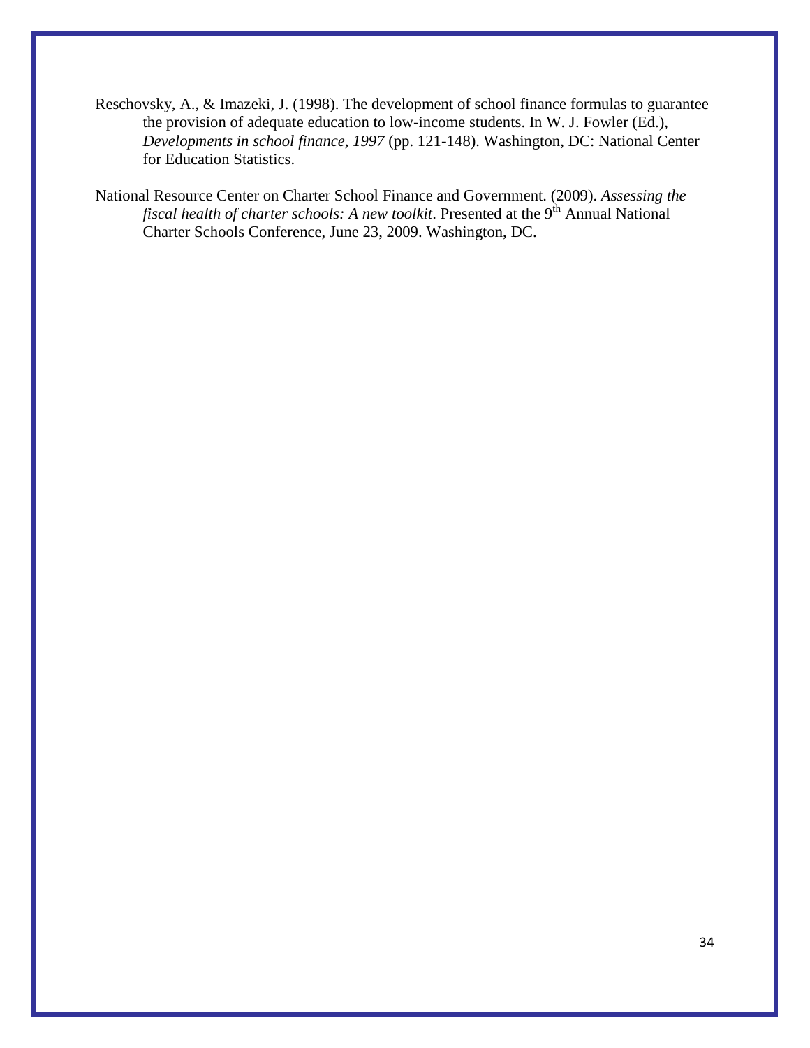Reschovsky, A., & Imazeki, J. (1998). The development of school finance formulas to guarantee the provision of adequate education to low-income students. In W. J. Fowler (Ed.), *Developments in school finance, 1997* (pp. 121-148). Washington, DC: National Center for Education Statistics.

National Resource Center on Charter School Finance and Government. (2009). *Assessing the fiscal health of charter schools: A new toolkit*. Presented at the 9th Annual National Charter Schools Conference, June 23, 2009. Washington, DC.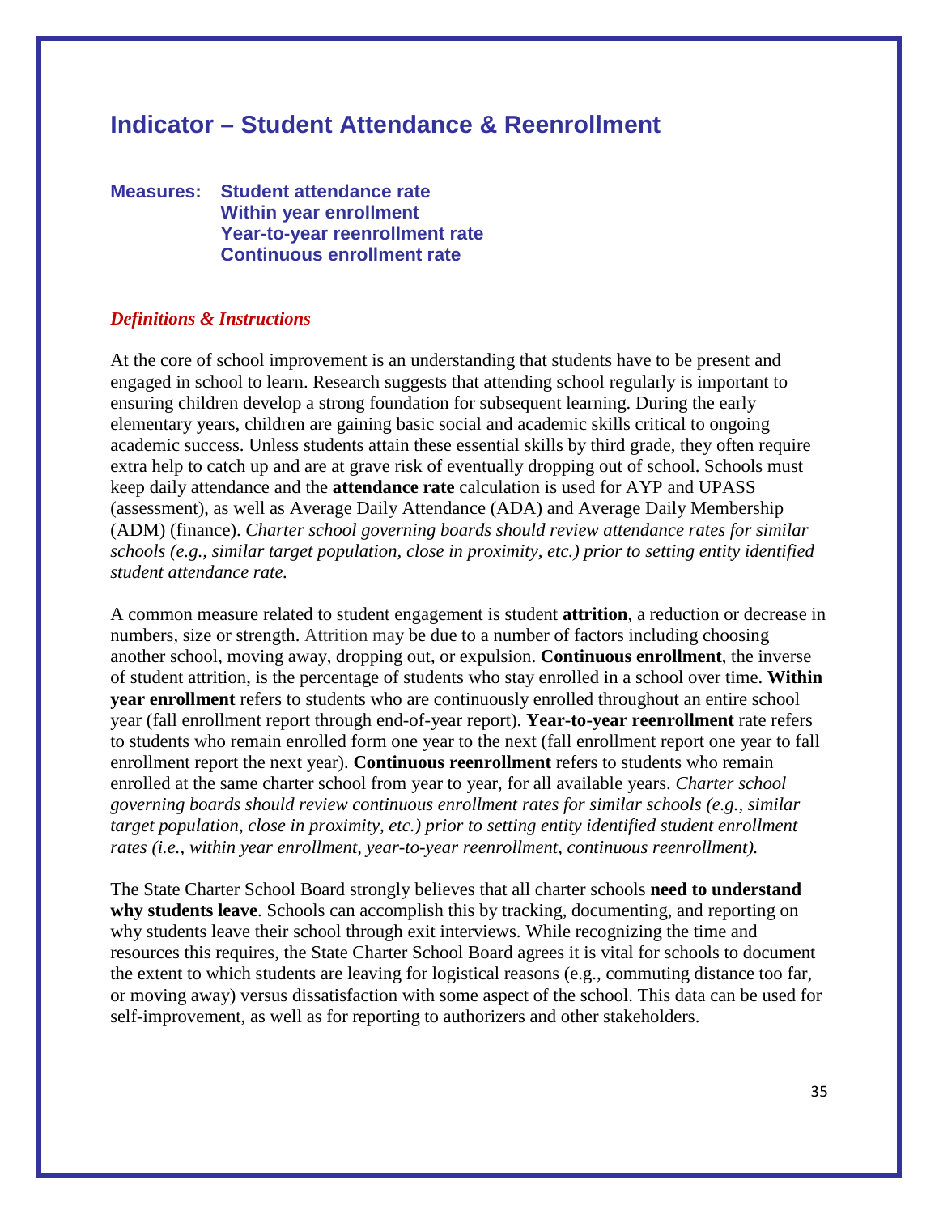## Indicator – Student Attendance & Reenrollment

**Measures: Student attendance rate**
**Within year enrollment**
**Year-to-year reenrollment rate**
**Continuous enrollment rate**

*Definitions & Instructions*

At the core of school improvement is an understanding that students have to be present and engaged in school to learn. Research suggests that attending school regularly is important to ensuring children develop a strong foundation for subsequent learning. During the early elementary years, children are gaining basic social and academic skills critical to ongoing academic success. Unless students attain these essential skills by third grade, they often require extra help to catch up and are at grave risk of eventually dropping out of school. Schools must keep daily attendance and the **attendance rate** calculation is used for AYP and UPASS (assessment), as well as Average Daily Attendance (ADA) and Average Daily Membership (ADM) (finance). *Charter school governing boards should review attendance rates for similar schools (e.g., similar target population, close in proximity, etc.) prior to setting entity identified student attendance rate.*

A common measure related to student engagement is student **attrition**, a reduction or decrease in numbers, size or strength. Attrition may be due to a number of factors including choosing another school, moving away, dropping out, or expulsion. **Continuous enrollment**, the inverse of student attrition, is the percentage of students who stay enrolled in a school over time. **Within year enrollment** refers to students who are continuously enrolled throughout an entire school year (fall enrollment report through end-of-year report). **Year-to-year reenrollment** rate refers to students who remain enrolled form one year to the next (fall enrollment report one year to fall enrollment report the next year). **Continuous reenrollment** refers to students who remain enrolled at the same charter school from year to year, for all available years. *Charter school governing boards should review continuous enrollment rates for similar schools (e.g., similar target population, close in proximity, etc.) prior to setting entity identified student enrollment rates (i.e., within year enrollment, year-to-year reenrollment, continuous reenrollment).*

The State Charter School Board strongly believes that all charter schools **need to understand why students leave**. Schools can accomplish this by tracking, documenting, and reporting on why students leave their school through exit interviews. While recognizing the time and resources this requires, the State Charter School Board agrees it is vital for schools to document the extent to which students are leaving for logistical reasons (e.g., commuting distance too far, or moving away) versus dissatisfaction with some aspect of the school. This data can be used for self-improvement, as well as for reporting to authorizers and other stakeholders.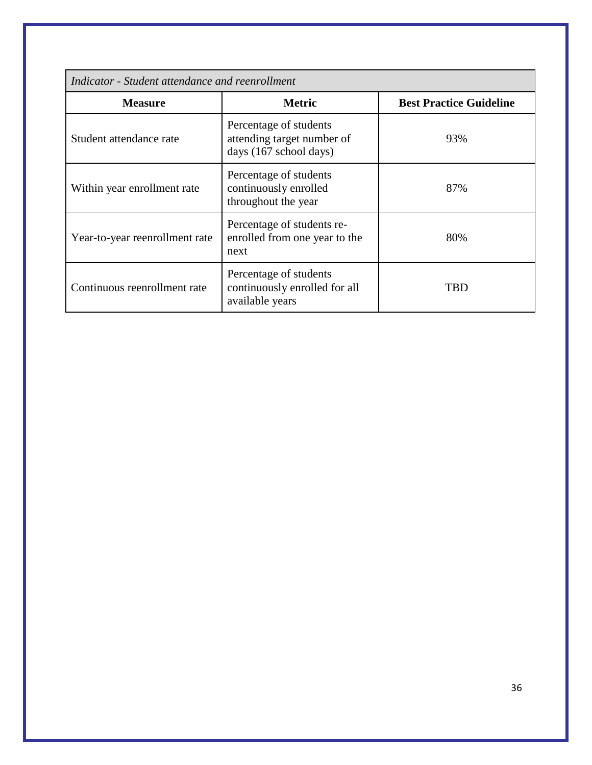| *Indicator - Student attendance and reenrollment* | | |
|---|---|---|
| **Measure** | **Metric** | **Best Practice Guideline** |
| Student attendance rate | Percentage of students attending target number of days (167 school days) | 93% |
| Within year enrollment rate | Percentage of students continuously enrolled throughout the year | 87% |
| Year-to-year reenrollment rate | Percentage of students re-enrolled from one year to the next | 80% |
| Continuous reenrollment rate | Percentage of students continuously enrolled for all available years | TBD |